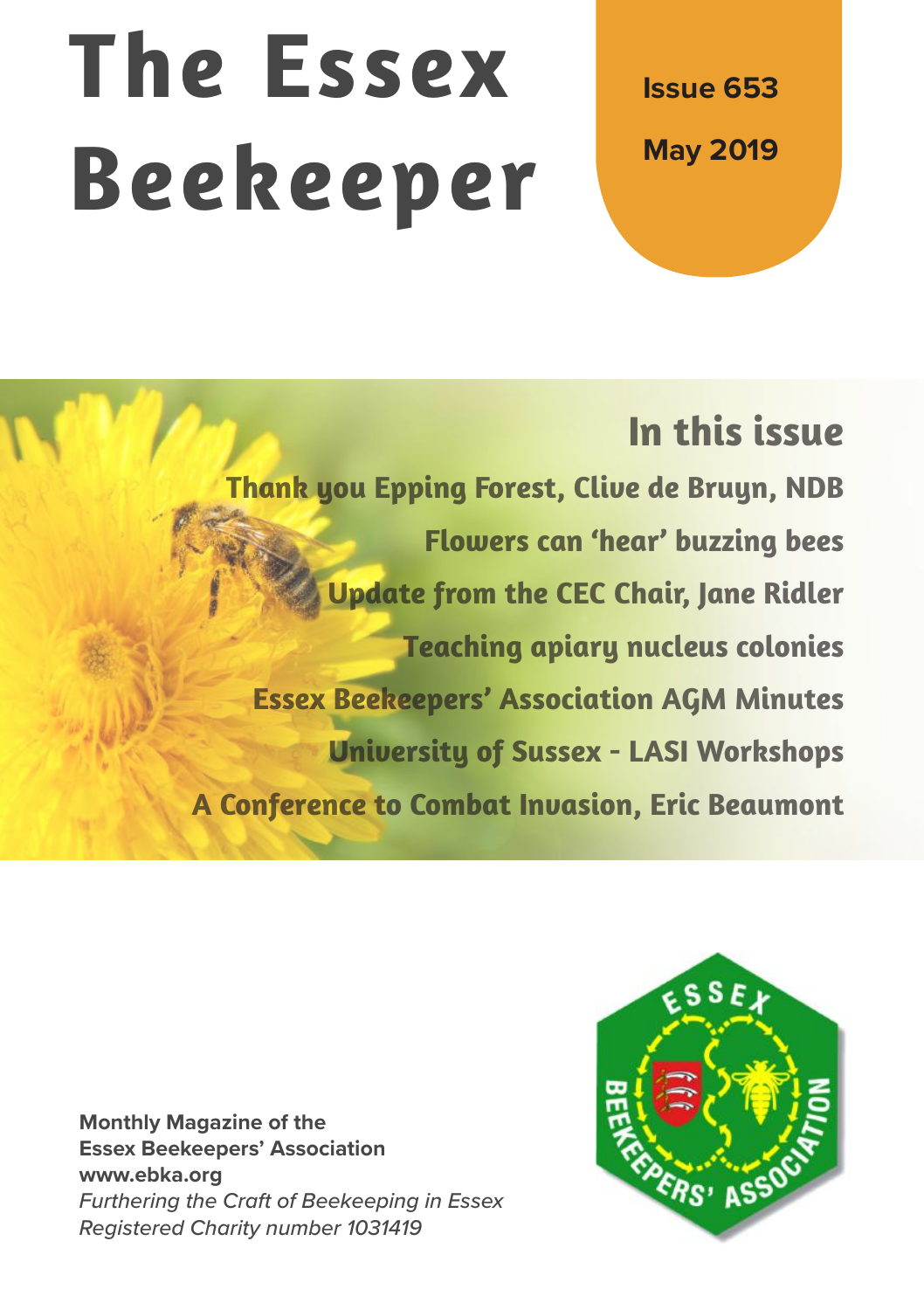# The Essex Beekeeper

**Issue 653**

**May 2019**

## In this issue

Thank you Epping Forest, Clive de Bruyn, NDB

Flowers can 'hear' buzzing bees

Update from the CEC Chair, Jane Ridler

Teaching apiary nucleus colonies

Essex Beekeepers' Association AGM Minutes

University of Sussex - LASI Workshops

A Conference to Combat Invasion, Eric Beaumont

**Monthly Magazine of the**
**Essex Beekeepers' Association**
**www.ebka.org**
*Furthering the Craft of Beekeeping in Essex*
*Registered Charity number 1031419*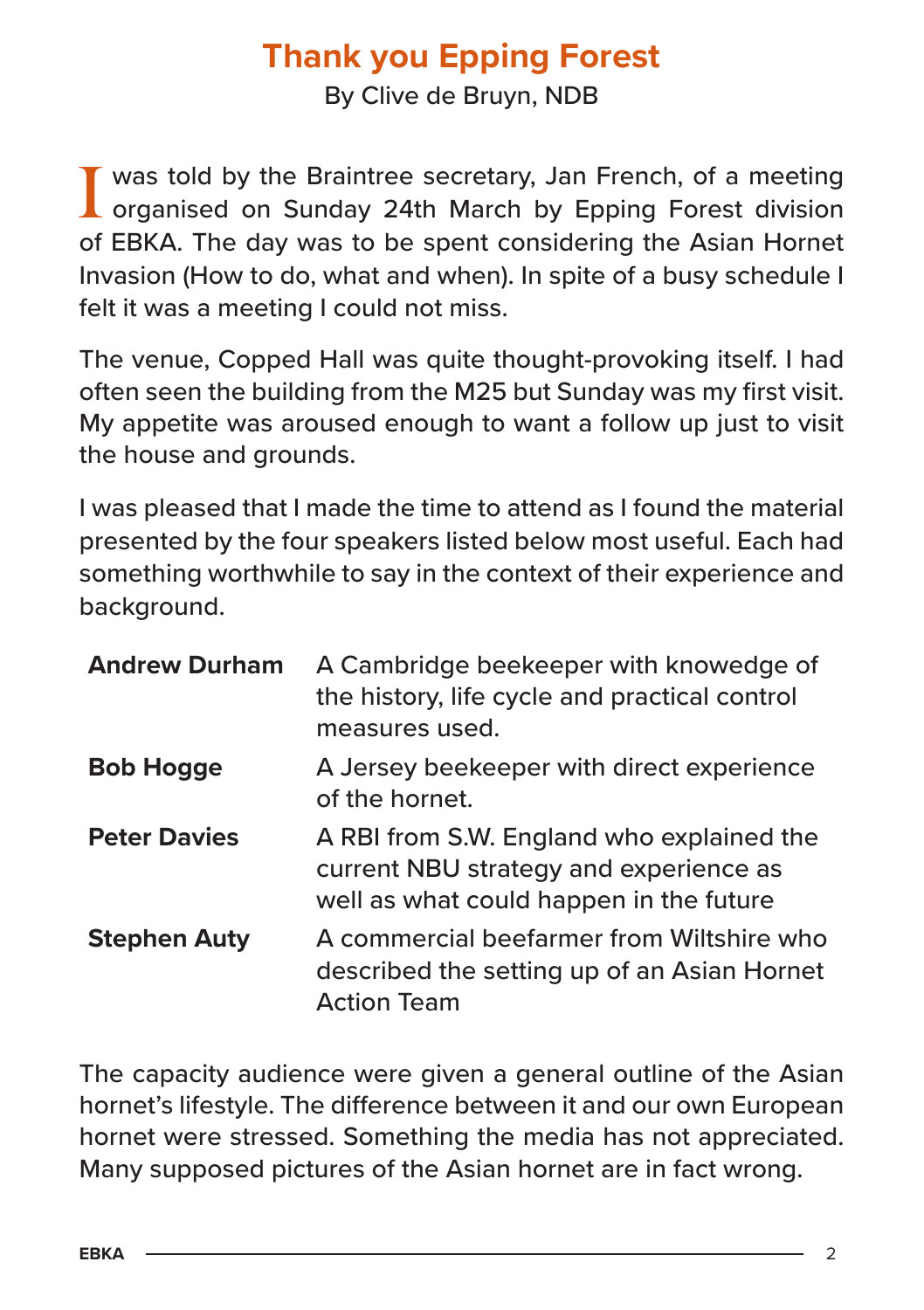# Thank you Epping Forest

By Clive de Bruyn, NDB

I was told by the Braintree secretary, Jan French, of a meeting organised on Sunday 24th March by Epping Forest division of EBKA. The day was to be spent considering the Asian Hornet Invasion (How to do, what and when). In spite of a busy schedule I felt it was a meeting I could not miss.

The venue, Copped Hall was quite thought-provoking itself. I had often seen the building from the M25 but Sunday was my first visit. My appetite was aroused enough to want a follow up just to visit the house and grounds.

I was pleased that I made the time to attend as I found the material presented by the four speakers listed below most useful. Each had something worthwhile to say in the context of their experience and background.

| | |
|---|---|
| **Andrew Durham** | A Cambridge beekeeper with knowedge of the history, life cycle and practical control measures used. |
| **Bob Hogge** | A Jersey beekeeper with direct experience of the hornet. |
| **Peter Davies** | A RBI from S.W. England who explained the current NBU strategy and experience as well as what could happen in the future |
| **Stephen Auty** | A commercial beefarmer from Wiltshire who described the setting up of an Asian Hornet Action Team |

The capacity audience were given a general outline of the Asian hornet's lifestyle. The difference between it and our own European hornet were stressed. Something the media has not appreciated. Many supposed pictures of the Asian hornet are in fact wrong.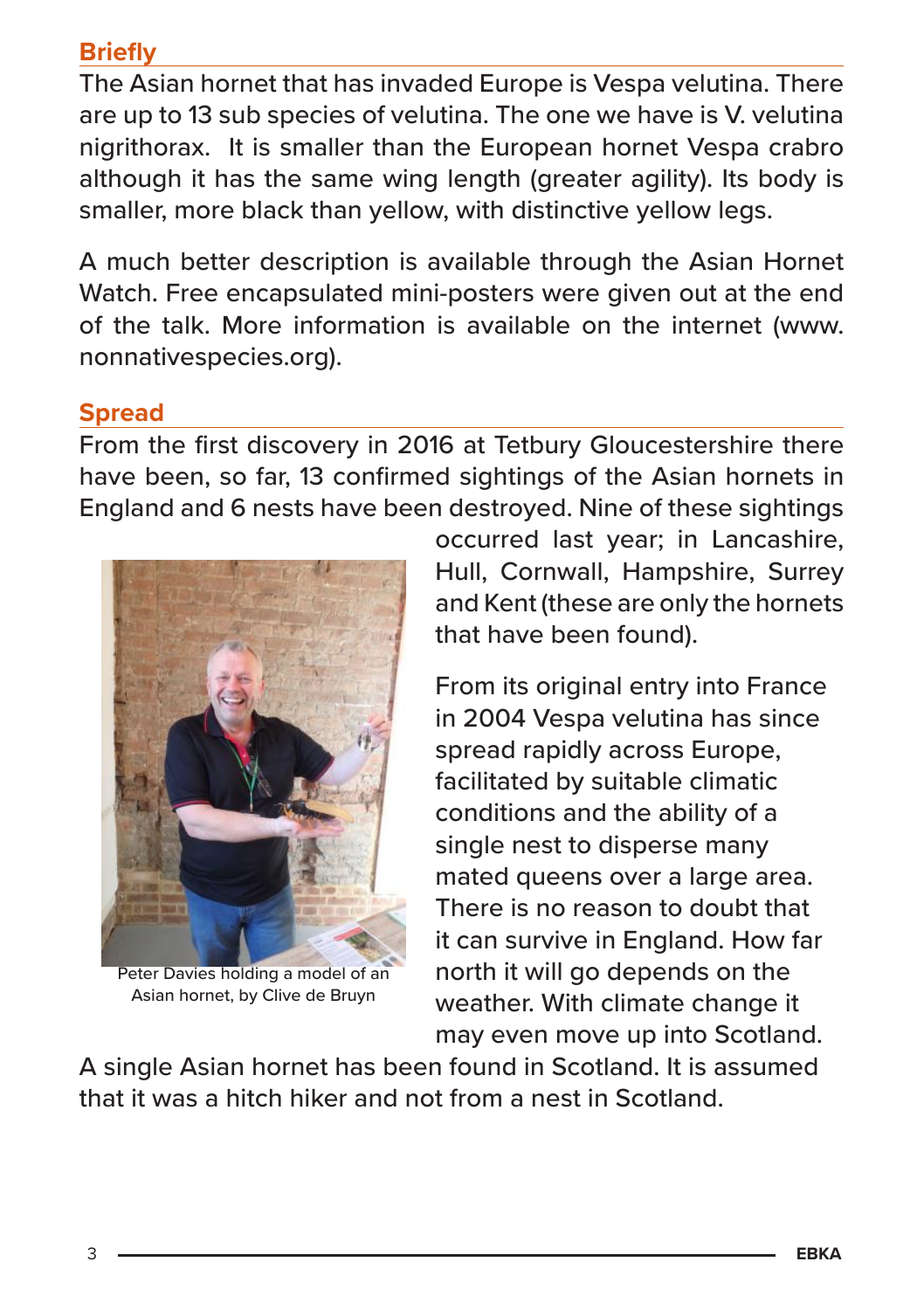## Briefly

The Asian hornet that has invaded Europe is Vespa velutina. There are up to 13 sub species of velutina. The one we have is V. velutina nigrithorax. It is smaller than the European hornet Vespa crabro although it has the same wing length (greater agility). Its body is smaller, more black than yellow, with distinctive yellow legs.

A much better description is available through the Asian Hornet Watch. Free encapsulated mini-posters were given out at the end of the talk. More information is available on the internet (www.nonnativespecies.org).

## Spread

From the first discovery in 2016 at Tetbury Gloucestershire there have been, so far, 13 confirmed sightings of the Asian hornets in England and 6 nests have been destroyed. Nine of these sightings occurred last year; in Lancashire, Hull, Cornwall, Hampshire, Surrey and Kent (these are only the hornets that have been found).

Peter Davies holding a model of an Asian hornet, by Clive de Bruyn

From its original entry into France in 2004 Vespa velutina has since spread rapidly across Europe, facilitated by suitable climatic conditions and the ability of a single nest to disperse many mated queens over a large area. There is no reason to doubt that it can survive in England. How far north it will go depends on the weather. With climate change it may even move up into Scotland.

A single Asian hornet has been found in Scotland. It is assumed that it was a hitch hiker and not from a nest in Scotland.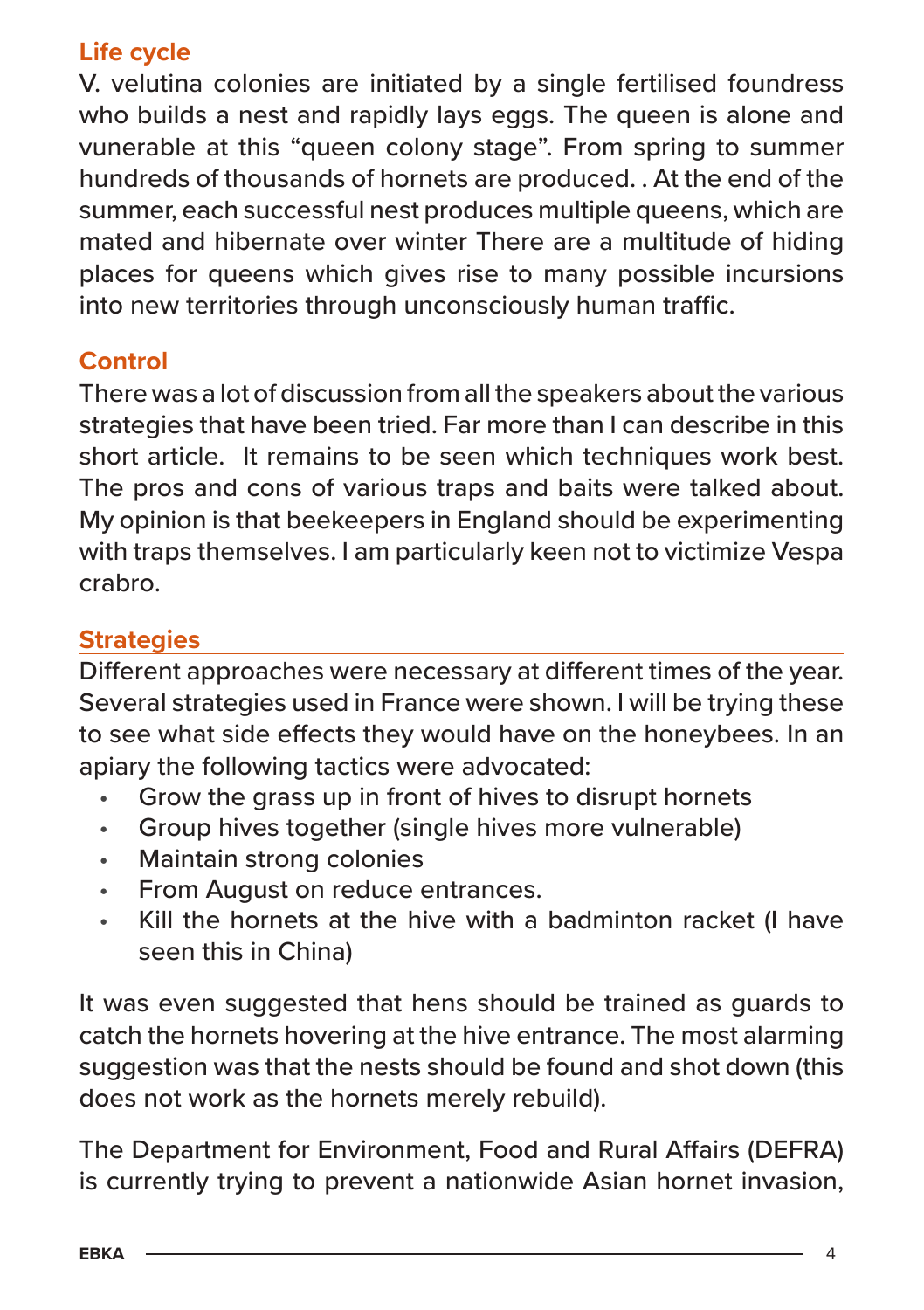## Life cycle

V. velutina colonies are initiated by a single fertilised foundress who builds a nest and rapidly lays eggs. The queen is alone and vunerable at this “queen colony stage”. From spring to summer hundreds of thousands of hornets are produced. . At the end of the summer, each successful nest produces multiple queens, which are mated and hibernate over winter There are a multitude of hiding places for queens which gives rise to many possible incursions into new territories through unconsciously human traffic.

## Control

There was a lot of discussion from all the speakers about the various strategies that have been tried. Far more than I can describe in this short article.  It remains to be seen which techniques work best. The pros and cons of various traps and baits were talked about. My opinion is that beekeepers in England should be experimenting with traps themselves. I am particularly keen not to victimize Vespa crabro.

## Strategies

Different approaches were necessary at different times of the year. Several strategies used in France were shown. I will be trying these to see what side effects they would have on the honeybees. In an apiary the following tactics were advocated:

- Grow the grass up in front of hives to disrupt hornets
- Group hives together (single hives more vulnerable)
- Maintain strong colonies
- From August on reduce entrances.
- Kill the hornets at the hive with a badminton racket (I have seen this in China)

It was even suggested that hens should be trained as guards to catch the hornets hovering at the hive entrance. The most alarming suggestion was that the nests should be found and shot down (this does not work as the hornets merely rebuild).

The Department for Environment, Food and Rural Affairs (DEFRA) is currently trying to prevent a nationwide Asian hornet invasion,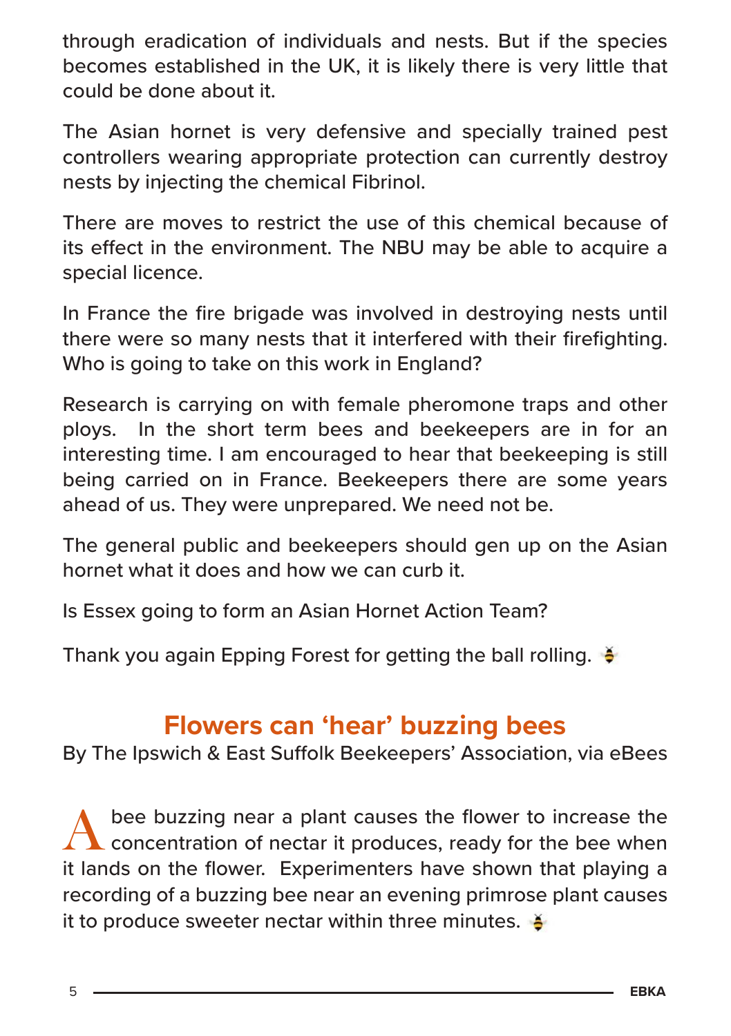through eradication of individuals and nests. But if the species becomes established in the UK, it is likely there is very little that could be done about it.

The Asian hornet is very defensive and specially trained pest controllers wearing appropriate protection can currently destroy nests by injecting the chemical Fibrinol.

There are moves to restrict the use of this chemical because of its effect in the environment. The NBU may be able to acquire a special licence.

In France the fire brigade was involved in destroying nests until there were so many nests that it interfered with their firefighting. Who is going to take on this work in England?

Research is carrying on with female pheromone traps and other ploys. In the short term bees and beekeepers are in for an interesting time. I am encouraged to hear that beekeeping is still being carried on in France. Beekeepers there are some years ahead of us. They were unprepared. We need not be.

The general public and beekeepers should gen up on the Asian hornet what it does and how we can curb it.

Is Essex going to form an Asian Hornet Action Team?

Thank you again Epping Forest for getting the ball rolling.

## Flowers can 'hear' buzzing bees

By The Ipswich & East Suffolk Beekeepers' Association, via eBees

A bee buzzing near a plant causes the flower to increase the concentration of nectar it produces, ready for the bee when it lands on the flower. Experimenters have shown that playing a recording of a buzzing bee near an evening primrose plant causes it to produce sweeter nectar within three minutes.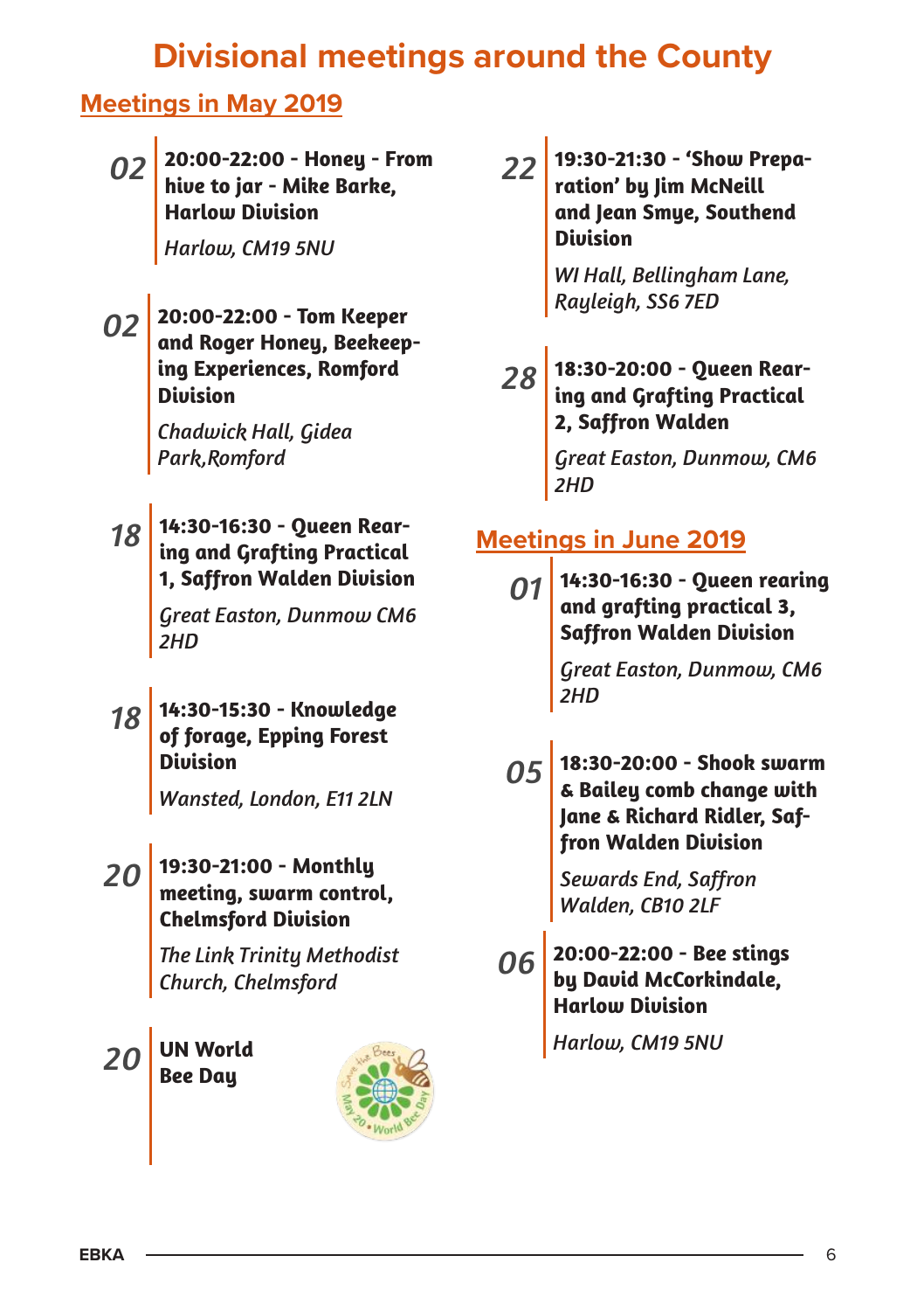# Divisional meetings around the County

## Meetings in May 2019

**02** **20:00-22:00 - Honey - From hive to jar - Mike Barke, Harlow Division**

*Harlow, CM19 5NU*

**02** **20:00-22:00 - Tom Keeper and Roger Honey, Beekeeping Experiences, Romford Division**

*Chadwick Hall, Gidea Park,Romford*

**18** **14:30-16:30 - Queen Rearing and Grafting Practical 1, Saffron Walden Division**

*Great Easton, Dunmow CM6 2HD*

**18** **14:30-15:30 - Knowledge of forage, Epping Forest Division**

*Wansted, London, E11 2LN*

**20** **19:30-21:00 - Monthly meeting, swarm control, Chelmsford Division**

*The Link Trinity Methodist Church, Chelmsford*

**20** **UN World Bee Day**

**22** **19:30-21:30 - 'Show Preparation' by Jim McNeill and Jean Smye, Southend Division**

*WI Hall, Bellingham Lane, Rayleigh, SS6 7ED*

**28** **18:30-20:00 - Queen Rearing and Grafting Practical 2, Saffron Walden**

*Great Easton, Dunmow, CM6 2HD*

## Meetings in June 2019

**01** **14:30-16:30 - Queen rearing and grafting practical 3, Saffron Walden Division**

*Great Easton, Dunmow, CM6 2HD*

**05** **18:30-20:00 - Shook swarm & Bailey comb change with Jane & Richard Ridler, Saffron Walden Division**

*Sewards End, Saffron Walden, CB10 2LF*

**06** **20:00-22:00 - Bee stings by David McCorkindale, Harlow Division**

*Harlow, CM19 5NU*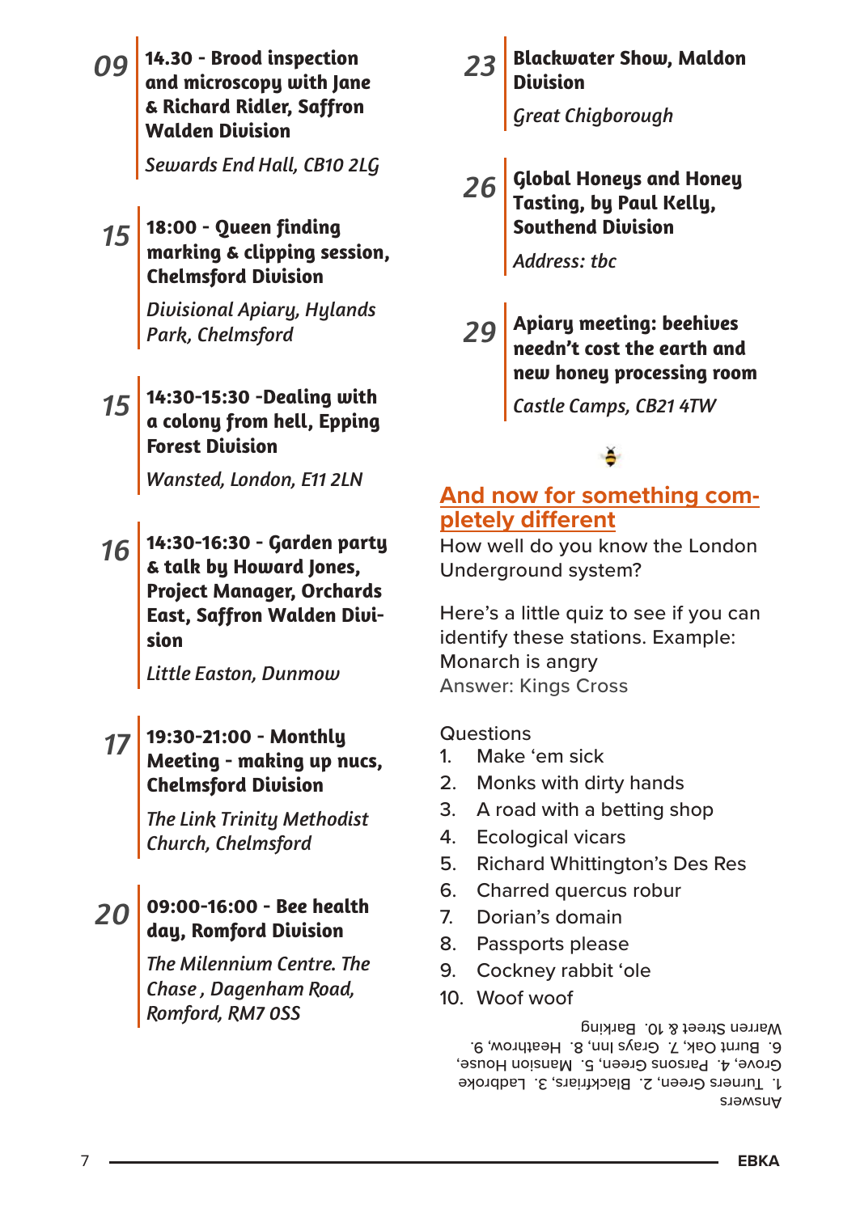**09** **14.30 - Brood inspection and microscopy with Jane & Richard Ridler, Saffron Walden Division**

*Sewards End Hall, CB10 2LG*

**15** **18:00 - Queen finding marking & clipping session, Chelmsford Division**

*Divisional Apiary, Hylands Park, Chelmsford*

**15** **14:30-15:30 -Dealing with a colony from hell, Epping Forest Division**

*Wansted, London, E11 2LN*

**16** **14:30-16:30 - Garden party & talk by Howard Jones, Project Manager, Orchards East, Saffron Walden Division**

*Little Easton, Dunmow*

**17** **19:30-21:00 - Monthly Meeting - making up nucs, Chelmsford Division**

*The Link Trinity Methodist Church, Chelmsford*

**20** **09:00-16:00 - Bee health day, Romford Division**

*The Milennium Centre. The Chase , Dagenham Road, Romford, RM7 0SS*

**23** **Blackwater Show, Maldon Division**

*Great Chigborough*

**26** **Global Honeys and Honey Tasting, by Paul Kelly, Southend Division**

*Address: tbc*

**29** **Apiary meeting: beehives needn't cost the earth and new honey processing room**

*Castle Camps, CB21 4TW*

## And now for something completely different

How well do you know the London Underground system?

Here's a little quiz to see if you can identify these stations. Example: Monarch is angry
Answer: Kings Cross

Questions

1. Make 'em sick
2. Monks with dirty hands
3. A road with a betting shop
4. Ecological vicars
5. Richard Whittington's Des Res
6. Charred quercus robur
7. Dorian's domain
8. Passports please
9. Cockney rabbit 'ole
10. Woof woof

Answers
1. Turners Green, 2. Blackfriars, 3. Ladbroke Grove, 4. Parsons Green, 5. Mansion House, 6. Burnt Oak, 7. Grays Inn, 8. Heathrow, 9. Warren Street & 10. Barking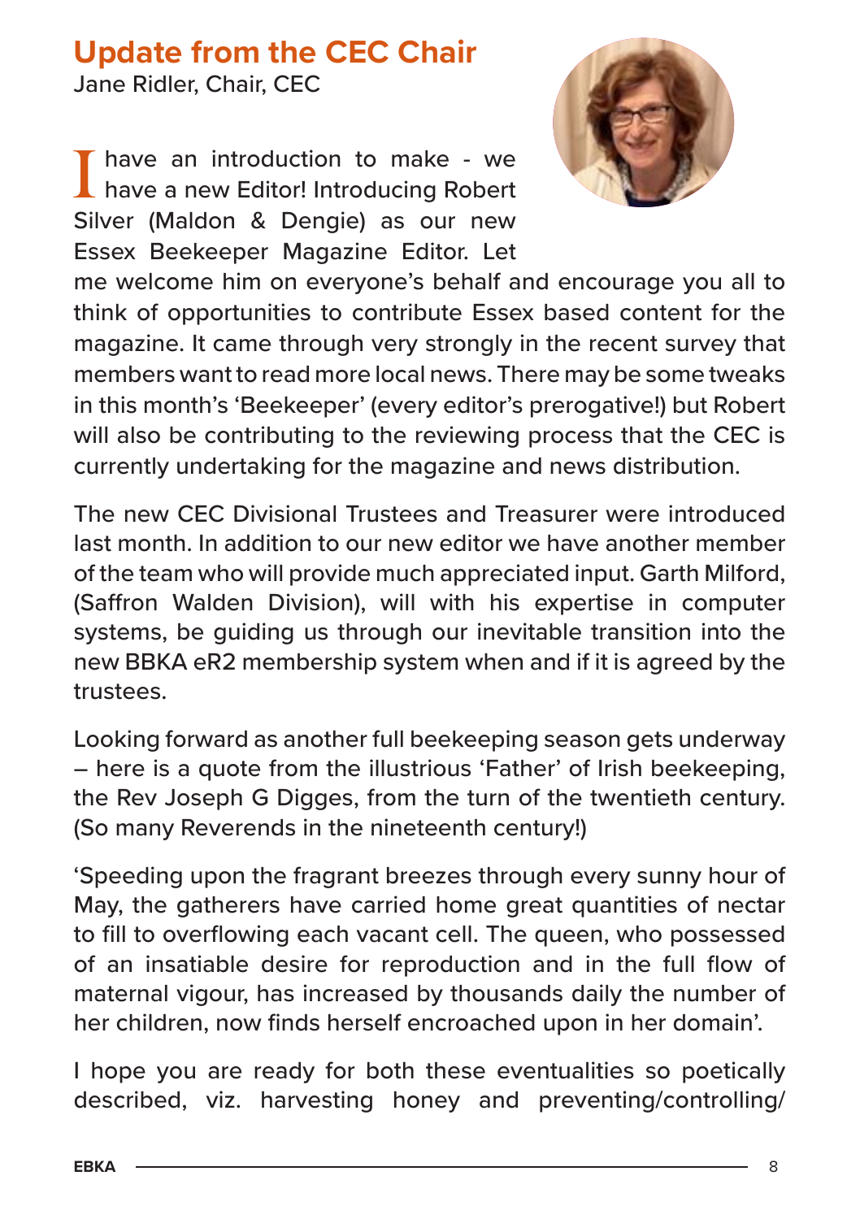## Update from the CEC Chair

Jane Ridler, Chair, CEC

I have an introduction to make - we have a new Editor! Introducing Robert Silver (Maldon & Dengie) as our new Essex Beekeeper Magazine Editor. Let me welcome him on everyone's behalf and encourage you all to think of opportunities to contribute Essex based content for the magazine. It came through very strongly in the recent survey that members want to read more local news. There may be some tweaks in this month's 'Beekeeper' (every editor's prerogative!) but Robert will also be contributing to the reviewing process that the CEC is currently undertaking for the magazine and news distribution.

The new CEC Divisional Trustees and Treasurer were introduced last month. In addition to our new editor we have another member of the team who will provide much appreciated input. Garth Milford, (Saffron Walden Division), will with his expertise in computer systems, be guiding us through our inevitable transition into the new BBKA eR2 membership system when and if it is agreed by the trustees.

Looking forward as another full beekeeping season gets underway – here is a quote from the illustrious 'Father' of Irish beekeeping, the Rev Joseph G Digges, from the turn of the twentieth century. (So many Reverends in the nineteenth century!)

'Speeding upon the fragrant breezes through every sunny hour of May, the gatherers have carried home great quantities of nectar to fill to overflowing each vacant cell. The queen, who possessed of an insatiable desire for reproduction and in the full flow of maternal vigour, has increased by thousands daily the number of her children, now finds herself encroached upon in her domain'.

I hope you are ready for both these eventualities so poetically described, viz. harvesting honey and preventing/controlling/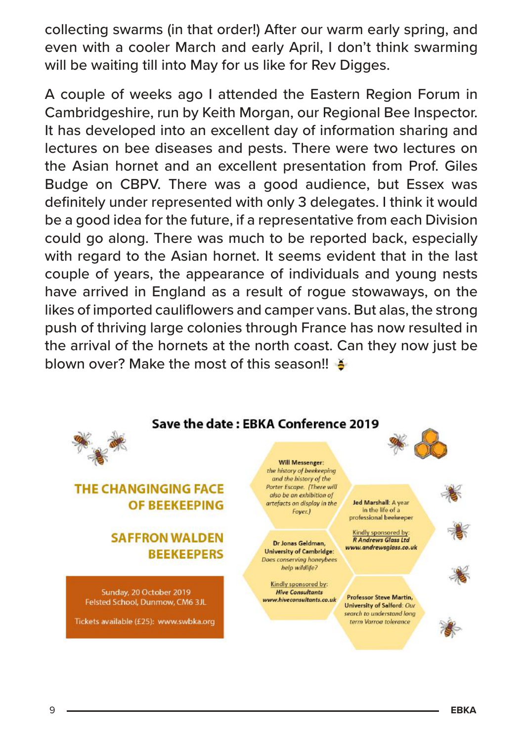collecting swarms (in that order!) After our warm early spring, and even with a cooler March and early April, I don't think swarming will be waiting till into May for us like for Rev Digges.

A couple of weeks ago I attended the Eastern Region Forum in Cambridgeshire, run by Keith Morgan, our Regional Bee Inspector. It has developed into an excellent day of information sharing and lectures on bee diseases and pests. There were two lectures on the Asian hornet and an excellent presentation from Prof. Giles Budge on CBPV. There was a good audience, but Essex was definitely under represented with only 3 delegates. I think it would be a good idea for the future, if a representative from each Division could go along. There was much to be reported back, especially with regard to the Asian hornet. It seems evident that in the last couple of years, the appearance of individuals and young nests have arrived in England as a result of rogue stowaways, on the likes of imported cauliflowers and camper vans. But alas, the strong push of thriving large colonies through France has now resulted in the arrival of the hornets at the north coast. Can they now just be blown over? Make the most of this season!! 🐝

## Save the date : EBKA Conference 2019

### THE CHANGINGING FACE OF BEEKEEPING

### SAFFRON WALDEN BEEKEEPERS

Sunday, 20 October 2019
Felsted School, Dunmow, CM6 3JL

Tickets available (£25): www.swbka.org

**Will Messenger**: *the history of beekeeping and the history of the Porter Escape. (There will also be an exhibition of artefacts on display in the Foyer.)*

**Jed Marshall**: A year in the life of a professional beekeeper

Kindly sponsored by:
***R Andrews Glass Ltd***
***www.andrewsglass.co.uk***

**Dr Jonas Geldman, University of Cambridge**: *Does conserving honeybees help wildlife?*

Kindly sponsored by:
***Hive Consultants***
***www.hiveconsultants.co.uk***

**Professor Steve Martin, University of Salford**: *Our search to understand long term Varroa tolerance*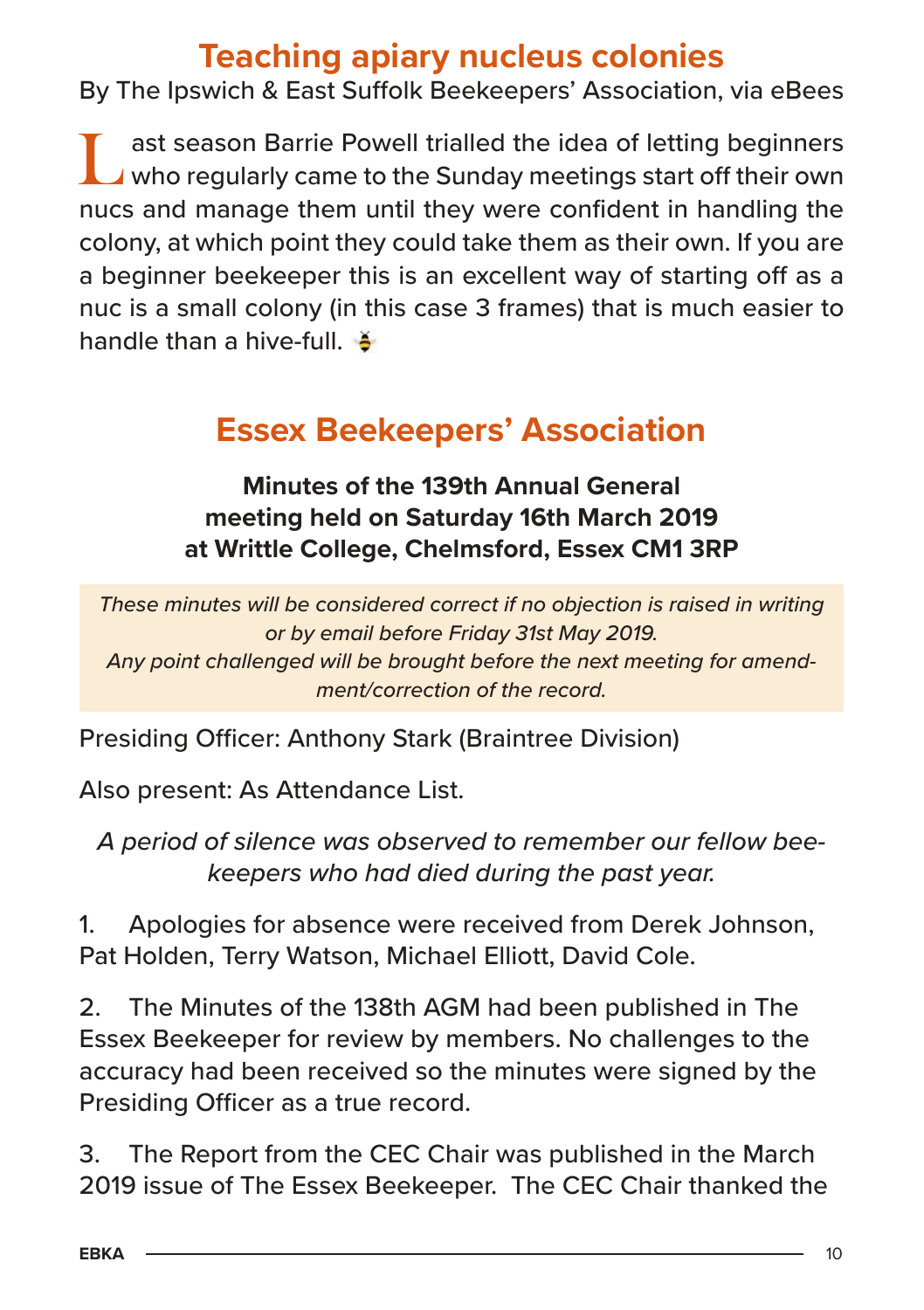# Teaching apiary nucleus colonies

By The Ipswich & East Suffolk Beekeepers' Association, via eBees

Last season Barrie Powell trialled the idea of letting beginners who regularly came to the Sunday meetings start off their own nucs and manage them until they were confident in handling the colony, at which point they could take them as their own. If you are a beginner beekeeper this is an excellent way of starting off as a nuc is a small colony (in this case 3 frames) that is much easier to handle than a hive-full. 🐝

# Essex Beekeepers' Association

**Minutes of the 139th Annual General meeting held on Saturday 16th March 2019 at Writtle College, Chelmsford, Essex CM1 3RP**

*These minutes will be considered correct if no objection is raised in writing or by email before Friday 31st May 2019.*
*Any point challenged will be brought before the next meeting for amendment/correction of the record.*

Presiding Officer: Anthony Stark (Braintree Division)

Also present: As Attendance List.

*A period of silence was observed to remember our fellow beekeepers who had died during the past year.*

1. Apologies for absence were received from Derek Johnson, Pat Holden, Terry Watson, Michael Elliott, David Cole.

2. The Minutes of the 138th AGM had been published in The Essex Beekeeper for review by members. No challenges to the accuracy had been received so the minutes were signed by the Presiding Officer as a true record.

3. The Report from the CEC Chair was published in the March 2019 issue of The Essex Beekeeper. The CEC Chair thanked the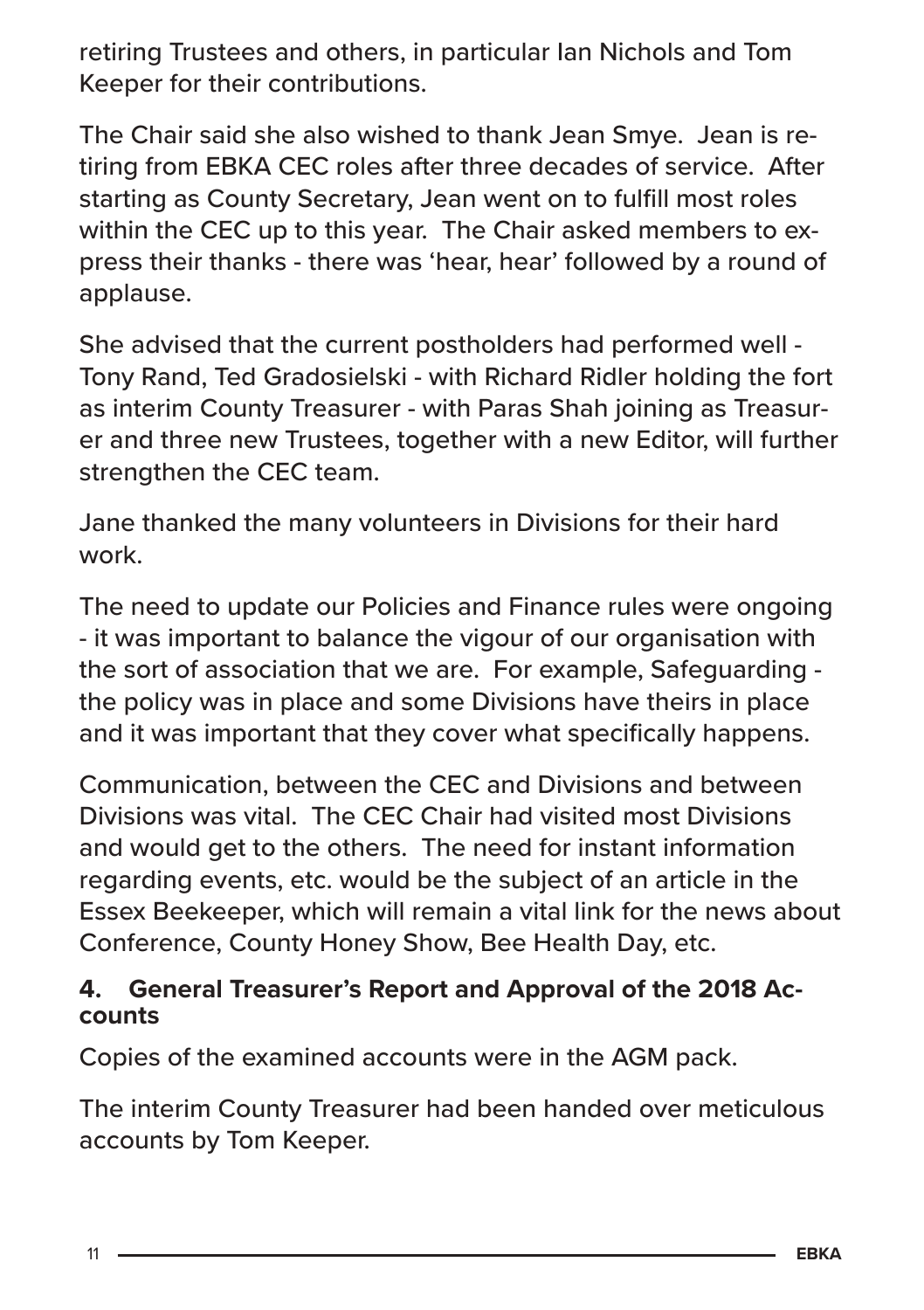retiring Trustees and others, in particular Ian Nichols and Tom Keeper for their contributions.

The Chair said she also wished to thank Jean Smye. Jean is retiring from EBKA CEC roles after three decades of service. After starting as County Secretary, Jean went on to fulfill most roles within the CEC up to this year. The Chair asked members to express their thanks - there was 'hear, hear' followed by a round of applause.

She advised that the current postholders had performed well - Tony Rand, Ted Gradosielski - with Richard Ridler holding the fort as interim County Treasurer - with Paras Shah joining as Treasurer and three new Trustees, together with a new Editor, will further strengthen the CEC team.

Jane thanked the many volunteers in Divisions for their hard work.

The need to update our Policies and Finance rules were ongoing - it was important to balance the vigour of our organisation with the sort of association that we are. For example, Safeguarding - the policy was in place and some Divisions have theirs in place and it was important that they cover what specifically happens.

Communication, between the CEC and Divisions and between Divisions was vital. The CEC Chair had visited most Divisions and would get to the others. The need for instant information regarding events, etc. would be the subject of an article in the Essex Beekeeper, which will remain a vital link for the news about Conference, County Honey Show, Bee Health Day, etc.

### 4. General Treasurer's Report and Approval of the 2018 Accounts

Copies of the examined accounts were in the AGM pack.

The interim County Treasurer had been handed over meticulous accounts by Tom Keeper.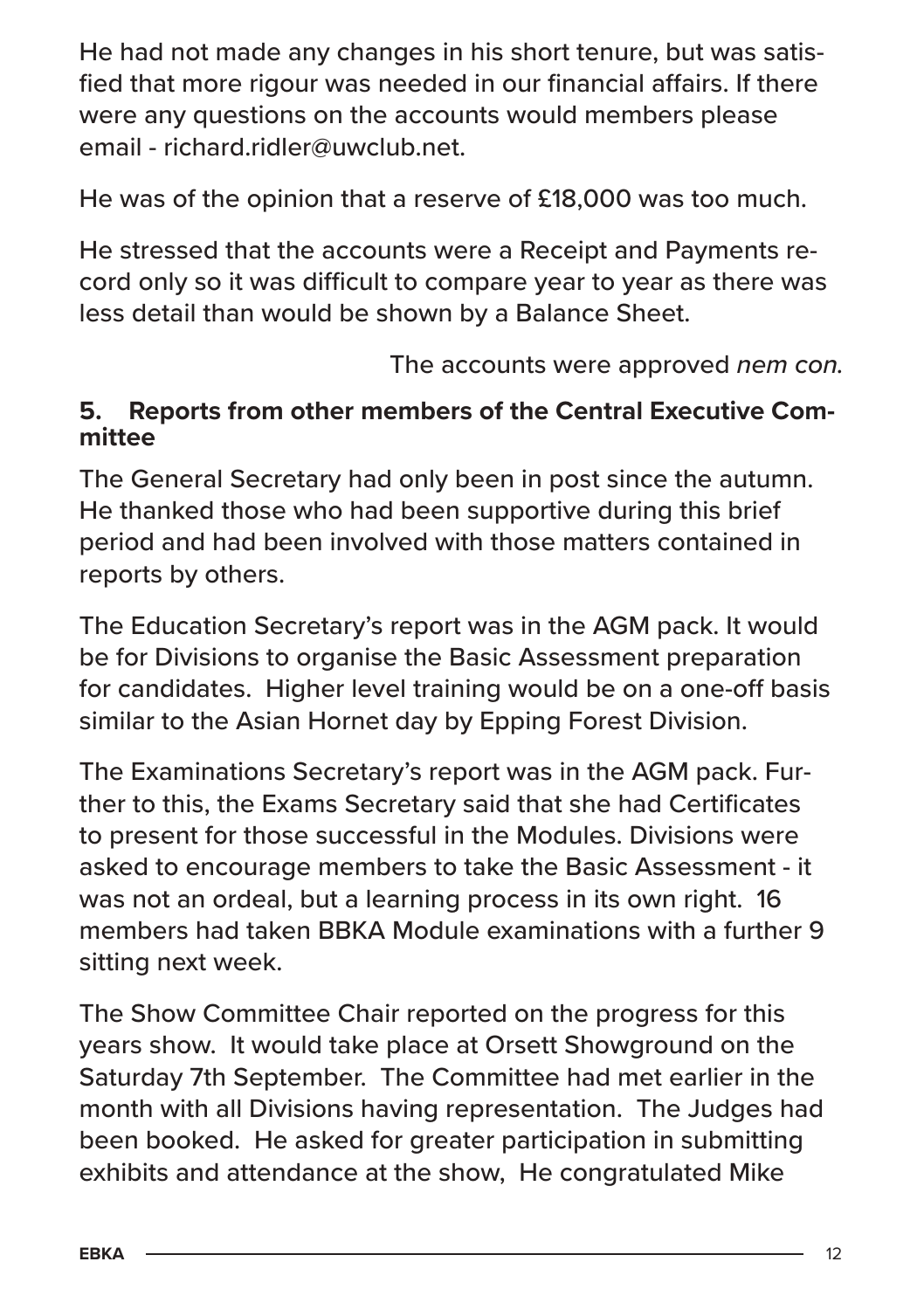He had not made any changes in his short tenure, but was satisfied that more rigour was needed in our financial affairs. If there were any questions on the accounts would members please email - richard.ridler@uwclub.net.

He was of the opinion that a reserve of £18,000 was too much.

He stressed that the accounts were a Receipt and Payments record only so it was difficult to compare year to year as there was less detail than would be shown by a Balance Sheet.

The accounts were approved *nem con*.

### 5. Reports from other members of the Central Executive Committee

The General Secretary had only been in post since the autumn. He thanked those who had been supportive during this brief period and had been involved with those matters contained in reports by others.

The Education Secretary's report was in the AGM pack. It would be for Divisions to organise the Basic Assessment preparation for candidates. Higher level training would be on a one-off basis similar to the Asian Hornet day by Epping Forest Division.

The Examinations Secretary's report was in the AGM pack. Further to this, the Exams Secretary said that she had Certificates to present for those successful in the Modules. Divisions were asked to encourage members to take the Basic Assessment - it was not an ordeal, but a learning process in its own right. 16 members had taken BBKA Module examinations with a further 9 sitting next week.

The Show Committee Chair reported on the progress for this years show. It would take place at Orsett Showground on the Saturday 7th September. The Committee had met earlier in the month with all Divisions having representation. The Judges had been booked. He asked for greater participation in submitting exhibits and attendance at the show, He congratulated Mike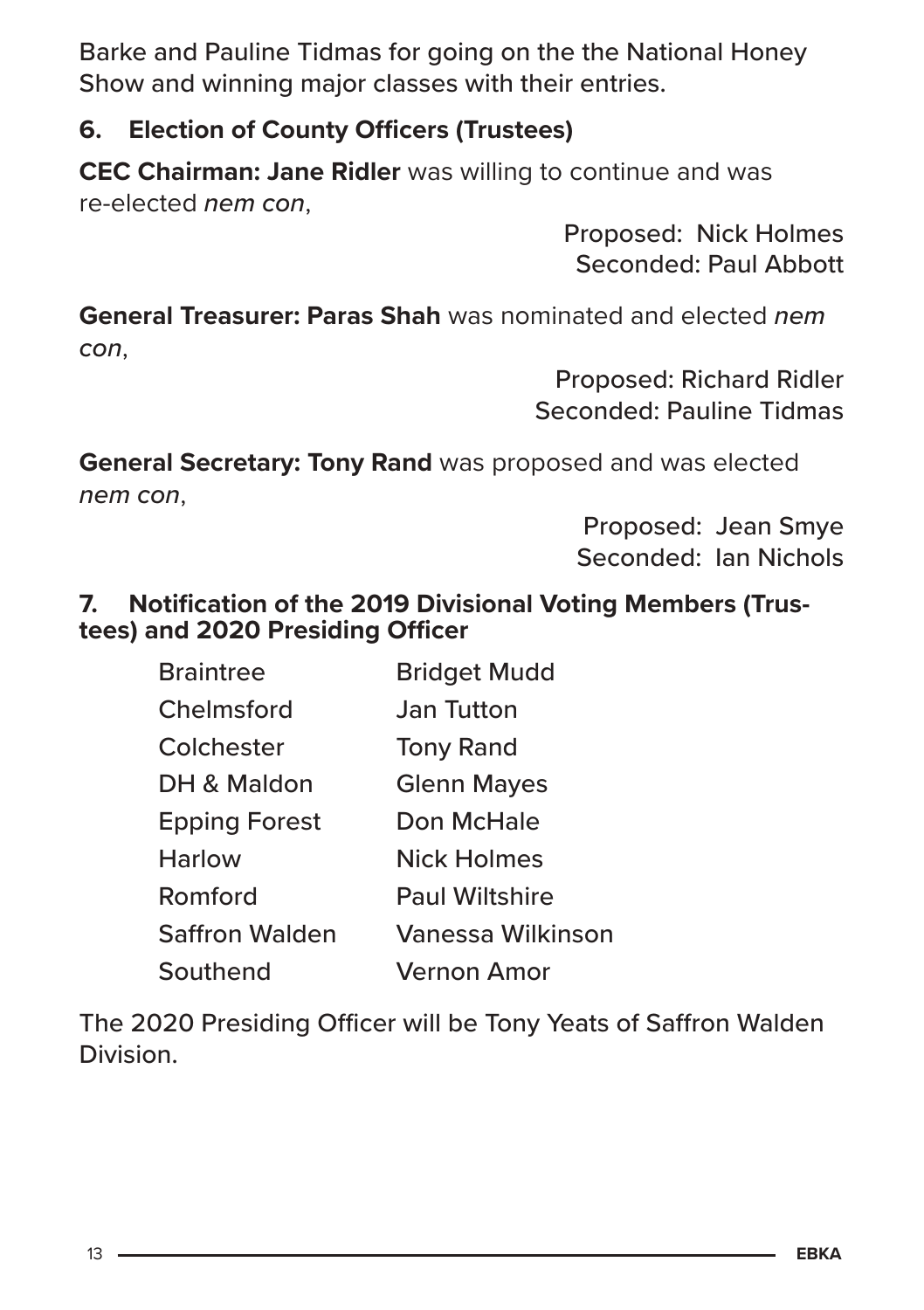Barke and Pauline Tidmas for going on the the National Honey Show and winning major classes with their entries.

### 6. Election of County Officers (Trustees)

**CEC Chairman: Jane Ridler** was willing to continue and was re-elected *nem con*,

Proposed: Nick Holmes
Seconded: Paul Abbott

**General Treasurer: Paras Shah** was nominated and elected *nem con*,

Proposed: Richard Ridler
Seconded: Pauline Tidmas

**General Secretary: Tony Rand** was proposed and was elected *nem con*,

Proposed: Jean Smye
Seconded: Ian Nichols

### 7. Notification of the 2019 Divisional Voting Members (Trustees) and 2020 Presiding Officer

| | |
|---|---|
| Braintree | Bridget Mudd |
| Chelmsford | Jan Tutton |
| Colchester | Tony Rand |
| DH & Maldon | Glenn Mayes |
| Epping Forest | Don McHale |
| Harlow | Nick Holmes |
| Romford | Paul Wiltshire |
| Saffron Walden | Vanessa Wilkinson |
| Southend | Vernon Amor |

The 2020 Presiding Officer will be Tony Yeats of Saffron Walden Division.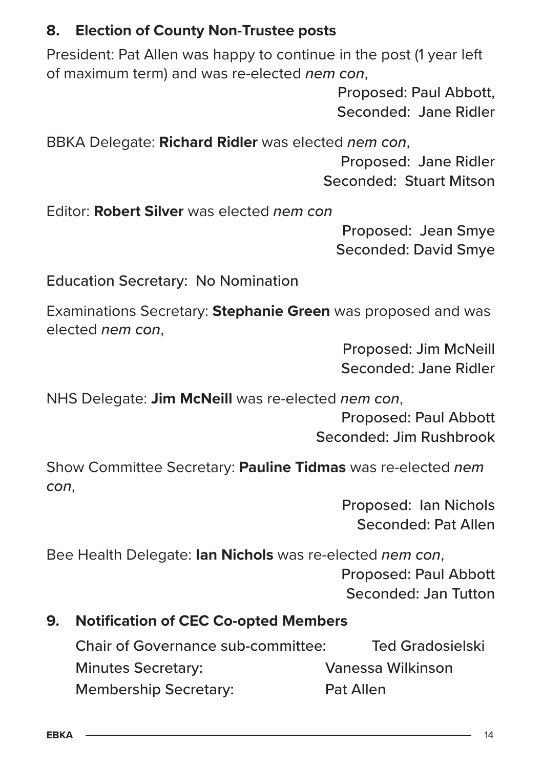## 8. Election of County Non-Trustee posts

President: Pat Allen was happy to continue in the post (1 year left of maximum term) and was re-elected *nem con*,

Proposed: Paul Abbott,
Seconded: Jane Ridler

BBKA Delegate: **Richard Ridler** was elected *nem con*,

Proposed: Jane Ridler
Seconded: Stuart Mitson

Editor: **Robert Silver** was elected *nem con*

Proposed: Jean Smye
Seconded: David Smye

Education Secretary: No Nomination

Examinations Secretary: **Stephanie Green** was proposed and was elected *nem con*,

Proposed: Jim McNeill
Seconded: Jane Ridler

NHS Delegate: **Jim McNeill** was re-elected *nem con*,

Proposed: Paul Abbott
Seconded: Jim Rushbrook

Show Committee Secretary: **Pauline Tidmas** was re-elected *nem con*,

Proposed: Ian Nichols
Seconded: Pat Allen

Bee Health Delegate: **Ian Nichols** was re-elected *nem con*,

Proposed: Paul Abbott
Seconded: Jan Tutton

## 9. Notification of CEC Co-opted Members

Chair of Governance sub-committee: Ted Gradosielski
Minutes Secretary: Vanessa Wilkinson
Membership Secretary: Pat Allen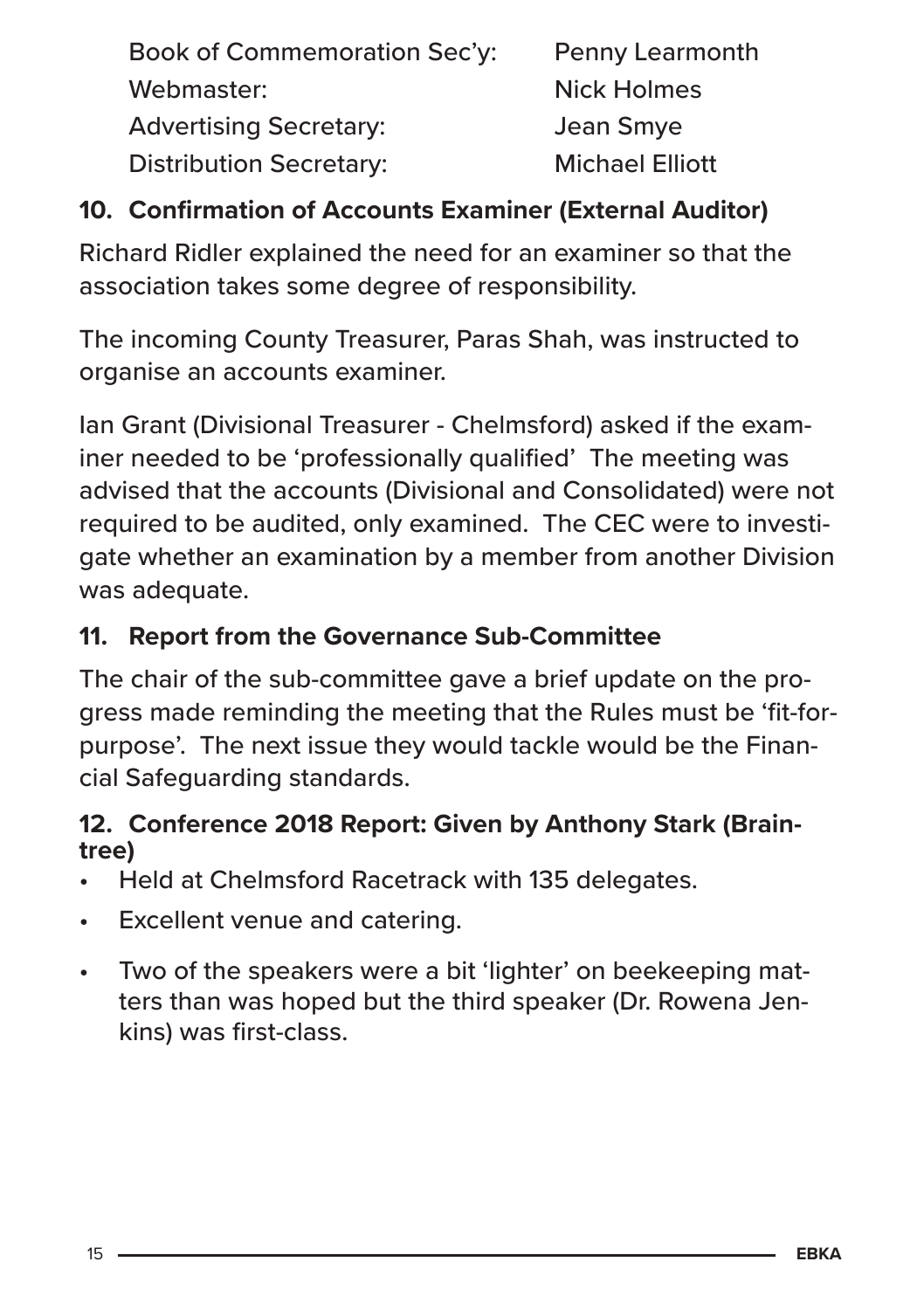| | |
|---|---|
| Book of Commemoration Sec'y: | Penny Learmonth |
| Webmaster: | Nick Holmes |
| Advertising Secretary: | Jean Smye |
| Distribution Secretary: | Michael Elliott |

### 10. Confirmation of Accounts Examiner (External Auditor)

Richard Ridler explained the need for an examiner so that the association takes some degree of responsibility.

The incoming County Treasurer, Paras Shah, was instructed to organise an accounts examiner.

Ian Grant (Divisional Treasurer - Chelmsford) asked if the examiner needed to be 'professionally qualified' The meeting was advised that the accounts (Divisional and Consolidated) were not required to be audited, only examined. The CEC were to investigate whether an examination by a member from another Division was adequate.

### 11. Report from the Governance Sub-Committee

The chair of the sub-committee gave a brief update on the progress made reminding the meeting that the Rules must be 'fit-for-purpose'. The next issue they would tackle would be the Financial Safeguarding standards.

### 12. Conference 2018 Report: Given by Anthony Stark (Braintree)

- Held at Chelmsford Racetrack with 135 delegates.
- Excellent venue and catering.
- Two of the speakers were a bit 'lighter' on beekeeping matters than was hoped but the third speaker (Dr. Rowena Jenkins) was first-class.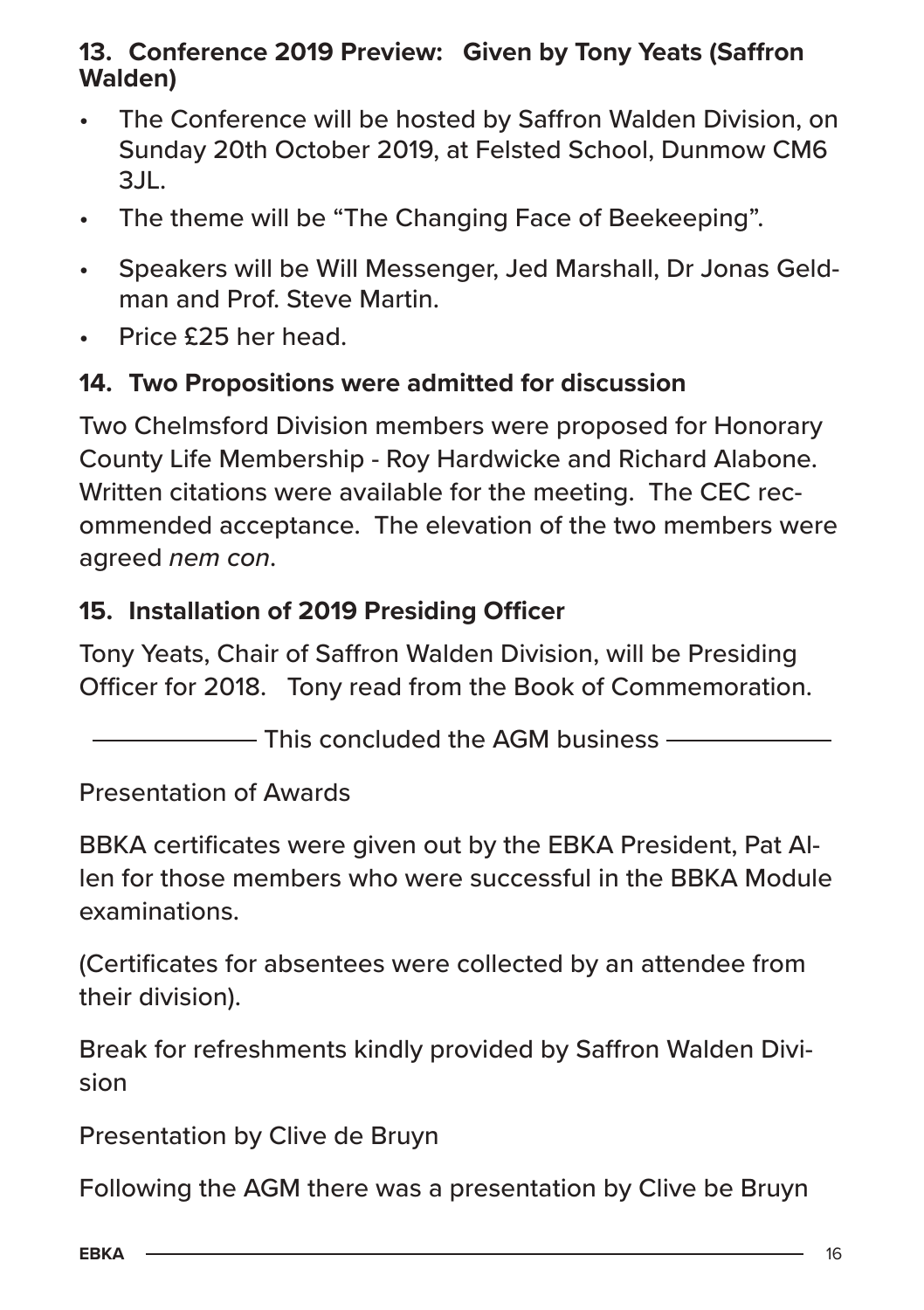### 13. Conference 2019 Preview: Given by Tony Yeats (Saffron Walden)

- The Conference will be hosted by Saffron Walden Division, on Sunday 20th October 2019, at Felsted School, Dunmow CM6 3JL.
- The theme will be "The Changing Face of Beekeeping".
- Speakers will be Will Messenger, Jed Marshall, Dr Jonas Geldman and Prof. Steve Martin.
- Price £25 her head.

### 14. Two Propositions were admitted for discussion

Two Chelmsford Division members were proposed for Honorary County Life Membership - Roy Hardwicke and Richard Alabone. Written citations were available for the meeting. The CEC recommended acceptance. The elevation of the two members were agreed *nem con*.

### 15. Installation of 2019 Presiding Officer

Tony Yeats, Chair of Saffron Walden Division, will be Presiding Officer for 2018. Tony read from the Book of Commemoration.

——— This concluded the AGM business ———

Presentation of Awards

BBKA certificates were given out by the EBKA President, Pat Allen for those members who were successful in the BBKA Module examinations.

(Certificates for absentees were collected by an attendee from their division).

Break for refreshments kindly provided by Saffron Walden Division

Presentation by Clive de Bruyn

Following the AGM there was a presentation by Clive be Bruyn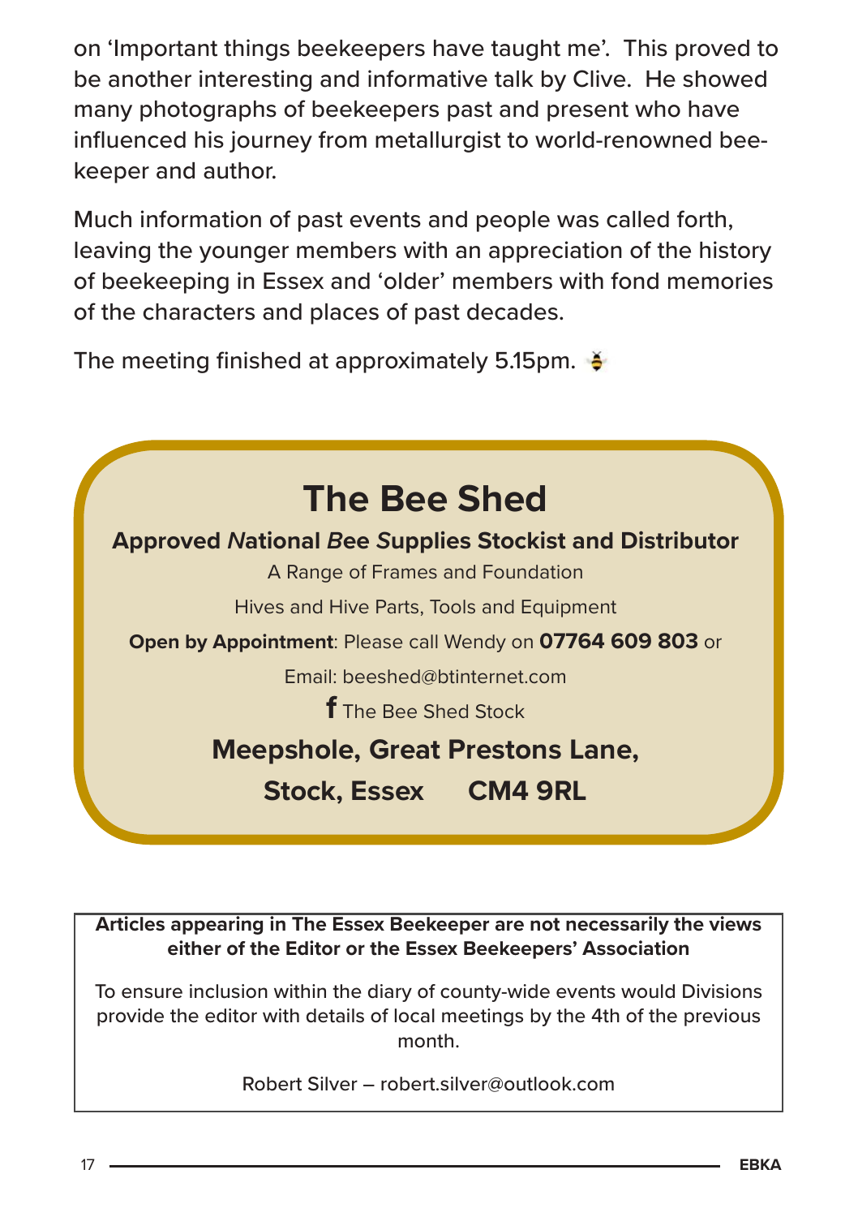on 'Important things beekeepers have taught me'. This proved to be another interesting and informative talk by Clive. He showed many photographs of beekeepers past and present who have influenced his journey from metallurgist to world-renowned bee-keeper and author.

Much information of past events and people was called forth, leaving the younger members with an appreciation of the history of beekeeping in Essex and 'older' members with fond memories of the characters and places of past decades.

The meeting finished at approximately 5.15pm.

## The Bee Shed

**Approved *N*ational *B*ee *S*upplies Stockist and Distributor**

A Range of Frames and Foundation

Hives and Hive Parts, Tools and Equipment

**Open by Appointment**: Please call Wendy on **07764 609 803** or

Email: beeshed@btinternet.com

**f** The Bee Shed Stock

**Meepshole, Great Prestons Lane,**

**Stock, Essex CM4 9RL**

---

**Articles appearing in The Essex Beekeeper are not necessarily the views either of the Editor or the Essex Beekeepers' Association**

To ensure inclusion within the diary of county-wide events would Divisions provide the editor with details of local meetings by the 4th of the previous month.

Robert Silver – robert.silver@outlook.com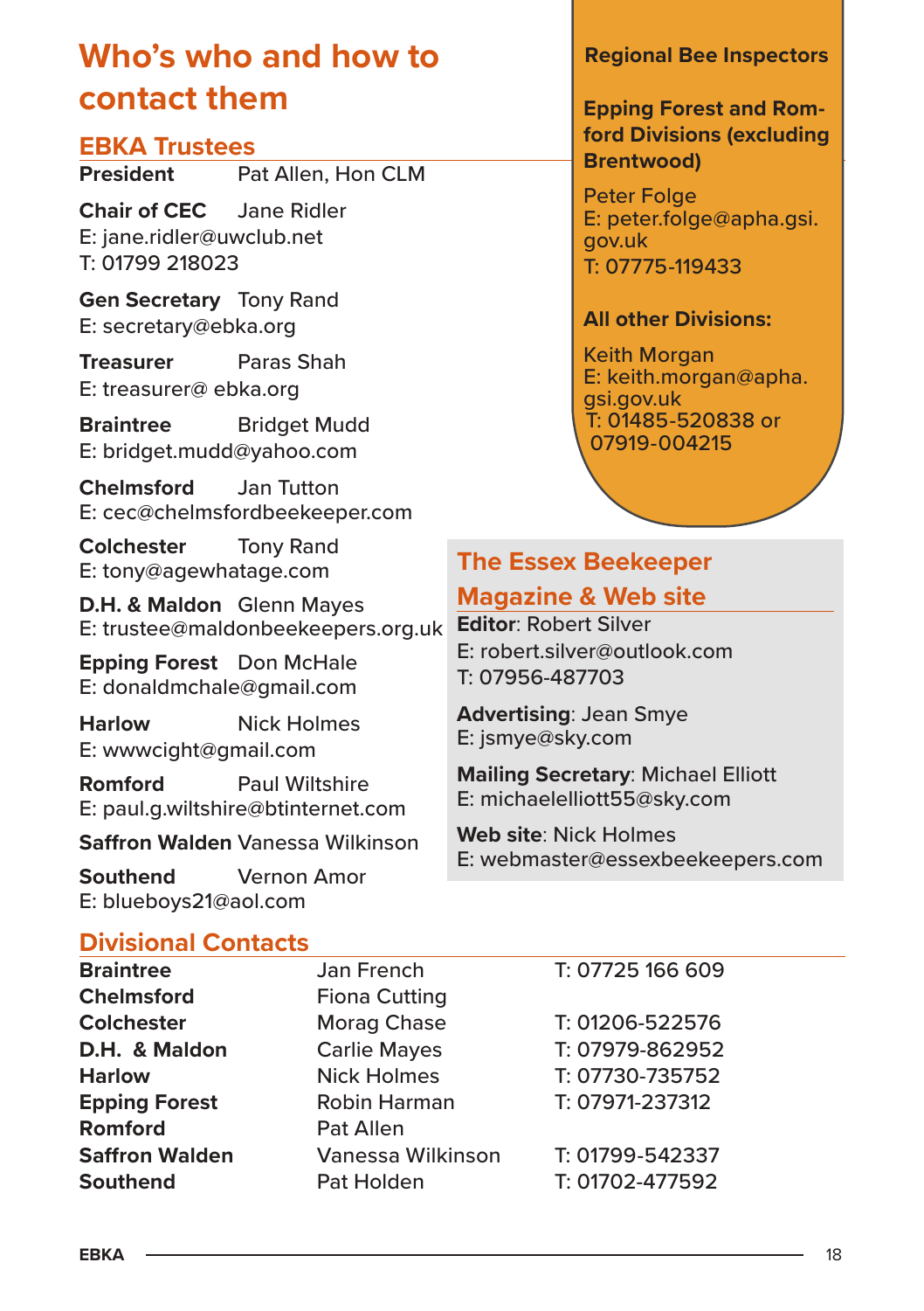# Who's who and how to contact them

## EBKA Trustees

**President** Pat Allen, Hon CLM

**Chair of CEC** Jane Ridler
E: jane.ridler@uwclub.net
T: 01799 218023

**Gen Secretary** Tony Rand
E: secretary@ebka.org

**Treasurer** Paras Shah
E: treasurer@ ebka.org

**Braintree** Bridget Mudd
E: bridget.mudd@yahoo.com

**Chelmsford** Jan Tutton
E: cec@chelmsfordbeekeeper.com

**Colchester** Tony Rand
E: tony@agewhatage.com

**D.H. & Maldon** Glenn Mayes
E: trustee@maldonbeekeepers.org.uk

**Epping Forest** Don McHale
E: donaldmchale@gmail.com

**Harlow** Nick Holmes
E: wwwcight@gmail.com

**Romford** Paul Wiltshire
E: paul.g.wiltshire@btinternet.com

**Saffron Walden** Vanessa Wilkinson

**Southend** Vernon Amor
E: blueboys21@aol.com

## Regional Bee Inspectors

**Epping Forest and Romford Divisions (excluding Brentwood)**

Peter Folge
E: peter.folge@apha.gsi.gov.uk
T: 07775-119433

**All other Divisions:**

Keith Morgan
E: keith.morgan@apha.gsi.gov.uk
T: 01485-520838 or 07919-004215

## The Essex Beekeeper Magazine & Web site

**Editor**: Robert Silver
E: robert.silver@outlook.com
T: 07956-487703

**Advertising**: Jean Smye
E: jsmye@sky.com

**Mailing Secretary**: Michael Elliott
E: michaelelliott55@sky.com

**Web site**: Nick Holmes
E: webmaster@essexbeekeepers.com

## Divisional Contacts

| | | |
|---|---|---|
| **Braintree** | Jan French | T: 07725 166 609 |
| **Chelmsford** | Fiona Cutting | |
| **Colchester** | Morag Chase | T: 01206-522576 |
| **D.H. & Maldon** | Carlie Mayes | T: 07979-862952 |
| **Harlow** | Nick Holmes | T: 07730-735752 |
| **Epping Forest** | Robin Harman | T: 07971-237312 |
| **Romford** | Pat Allen | |
| **Saffron Walden** | Vanessa Wilkinson | T: 01799-542337 |
| **Southend** | Pat Holden | T: 01702-477592 |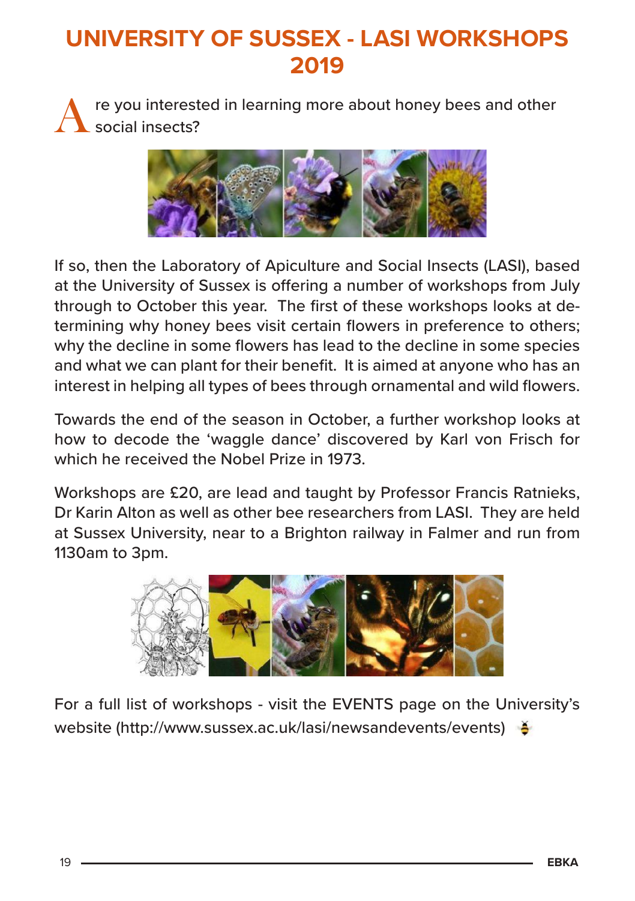# UNIVERSITY OF SUSSEX - LASI WORKSHOPS 2019

Are you interested in learning more about honey bees and other social insects?

If so, then the Laboratory of Apiculture and Social Insects (LASI), based at the University of Sussex is offering a number of workshops from July through to October this year. The first of these workshops looks at determining why honey bees visit certain flowers in preference to others; why the decline in some flowers has lead to the decline in some species and what we can plant for their benefit. It is aimed at anyone who has an interest in helping all types of bees through ornamental and wild flowers.

Towards the end of the season in October, a further workshop looks at how to decode the 'waggle dance' discovered by Karl von Frisch for which he received the Nobel Prize in 1973.

Workshops are £20, are lead and taught by Professor Francis Ratnieks, Dr Karin Alton as well as other bee researchers from LASI. They are held at Sussex University, near to a Brighton railway in Falmer and run from 1130am to 3pm.

For a full list of workshops - visit the EVENTS page on the University's website (http://www.sussex.ac.uk/lasi/newsandevents/events)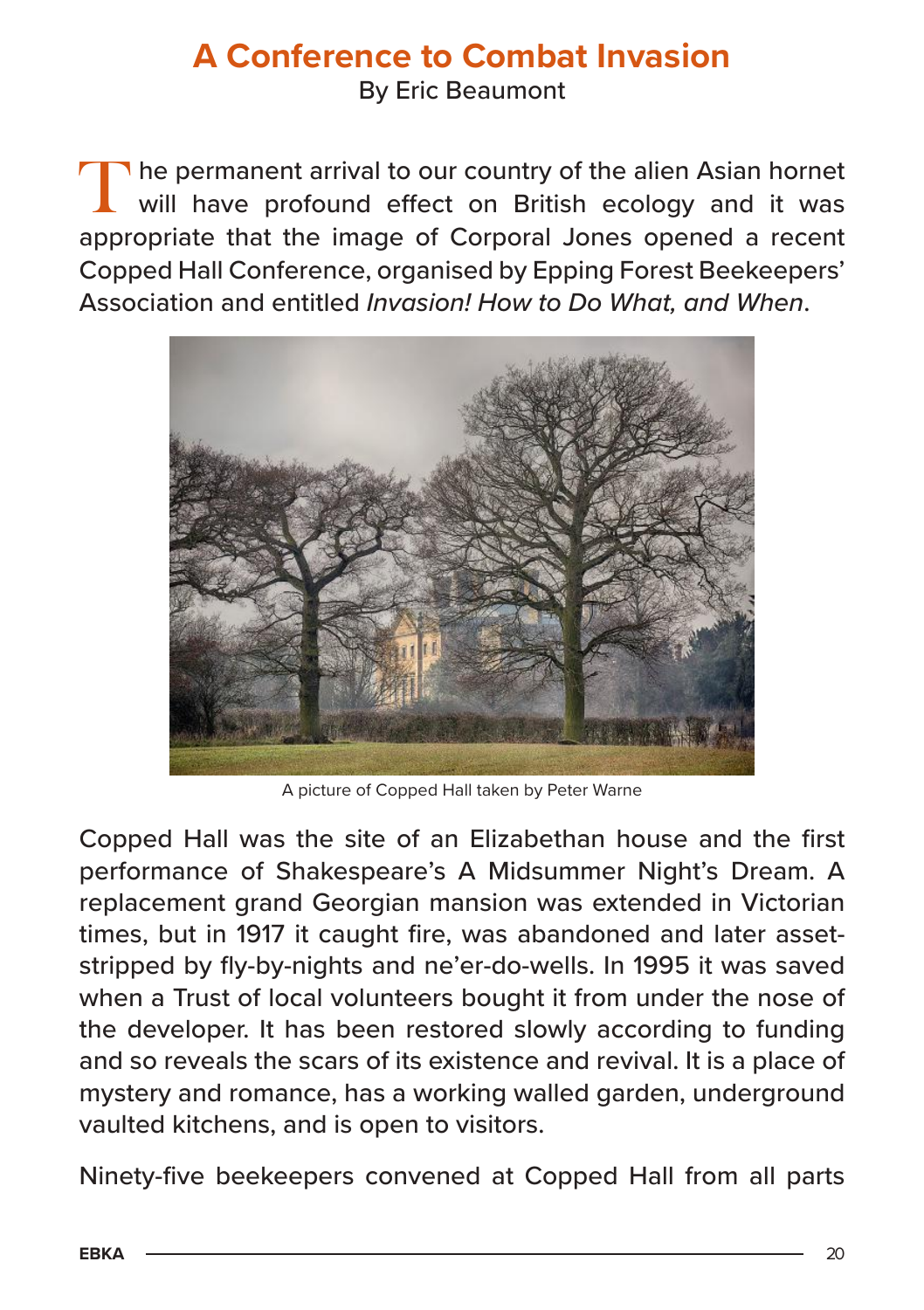# A Conference to Combat Invasion

By Eric Beaumont

The permanent arrival to our country of the alien Asian hornet will have profound effect on British ecology and it was appropriate that the image of Corporal Jones opened a recent Copped Hall Conference, organised by Epping Forest Beekeepers' Association and entitled *Invasion! How to Do What, and When*.

A picture of Copped Hall taken by Peter Warne

Copped Hall was the site of an Elizabethan house and the first performance of Shakespeare's A Midsummer Night's Dream. A replacement grand Georgian mansion was extended in Victorian times, but in 1917 it caught fire, was abandoned and later asset-stripped by fly-by-nights and ne'er-do-wells. In 1995 it was saved when a Trust of local volunteers bought it from under the nose of the developer. It has been restored slowly according to funding and so reveals the scars of its existence and revival. It is a place of mystery and romance, has a working walled garden, underground vaulted kitchens, and is open to visitors.

Ninety-five beekeepers convened at Copped Hall from all parts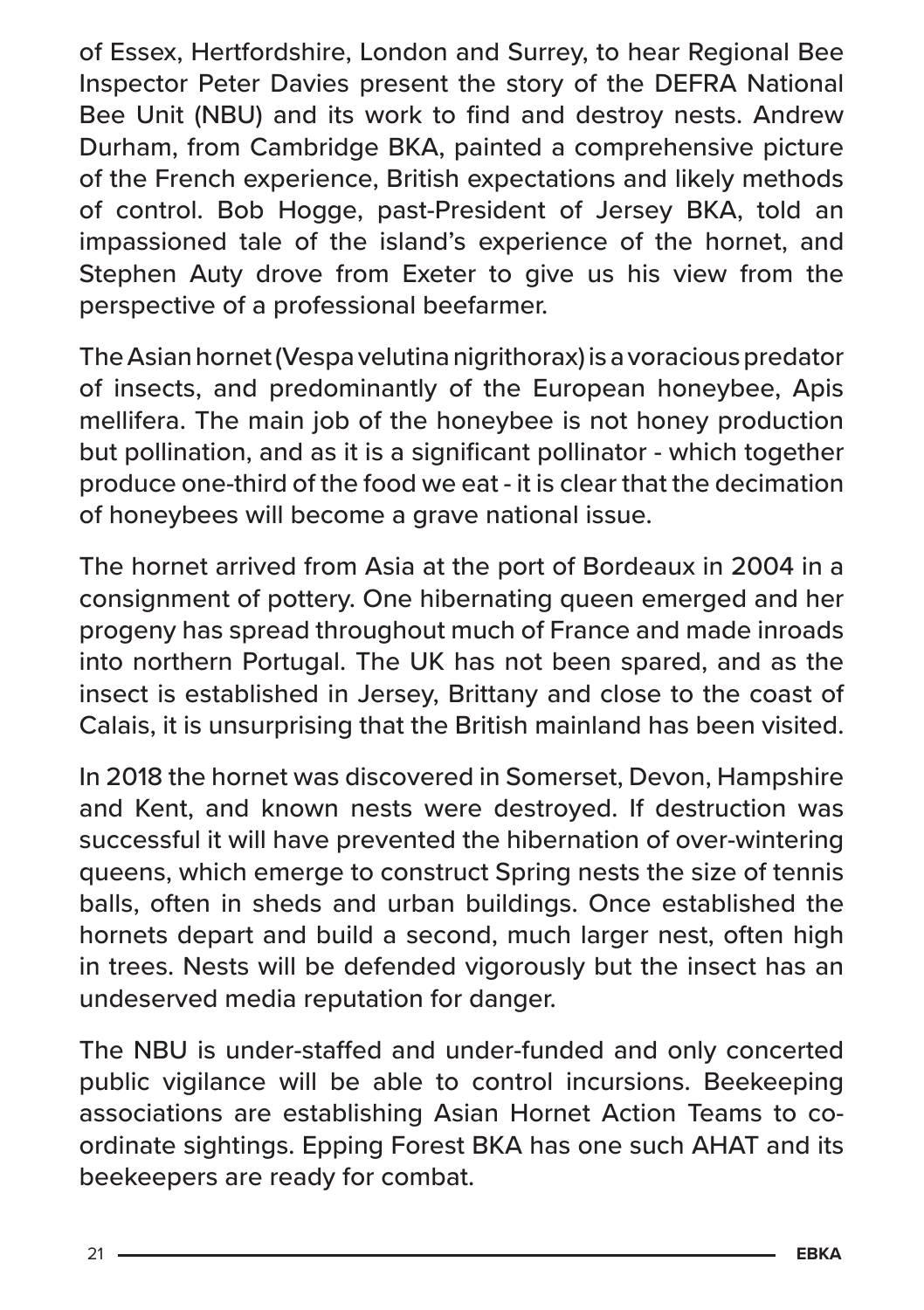of Essex, Hertfordshire, London and Surrey, to hear Regional Bee Inspector Peter Davies present the story of the DEFRA National Bee Unit (NBU) and its work to find and destroy nests. Andrew Durham, from Cambridge BKA, painted a comprehensive picture of the French experience, British expectations and likely methods of control. Bob Hogge, past-President of Jersey BKA, told an impassioned tale of the island's experience of the hornet, and Stephen Auty drove from Exeter to give us his view from the perspective of a professional beefarmer.

The Asian hornet (Vespa velutina nigrithorax) is a voracious predator of insects, and predominantly of the European honeybee, Apis mellifera. The main job of the honeybee is not honey production but pollination, and as it is a significant pollinator - which together produce one-third of the food we eat - it is clear that the decimation of honeybees will become a grave national issue.

The hornet arrived from Asia at the port of Bordeaux in 2004 in a consignment of pottery. One hibernating queen emerged and her progeny has spread throughout much of France and made inroads into northern Portugal. The UK has not been spared, and as the insect is established in Jersey, Brittany and close to the coast of Calais, it is unsurprising that the British mainland has been visited.

In 2018 the hornet was discovered in Somerset, Devon, Hampshire and Kent, and known nests were destroyed. If destruction was successful it will have prevented the hibernation of over-wintering queens, which emerge to construct Spring nests the size of tennis balls, often in sheds and urban buildings. Once established the hornets depart and build a second, much larger nest, often high in trees. Nests will be defended vigorously but the insect has an undeserved media reputation for danger.

The NBU is under-staffed and under-funded and only concerted public vigilance will be able to control incursions. Beekeeping associations are establishing Asian Hornet Action Teams to co-ordinate sightings. Epping Forest BKA has one such AHAT and its beekeepers are ready for combat.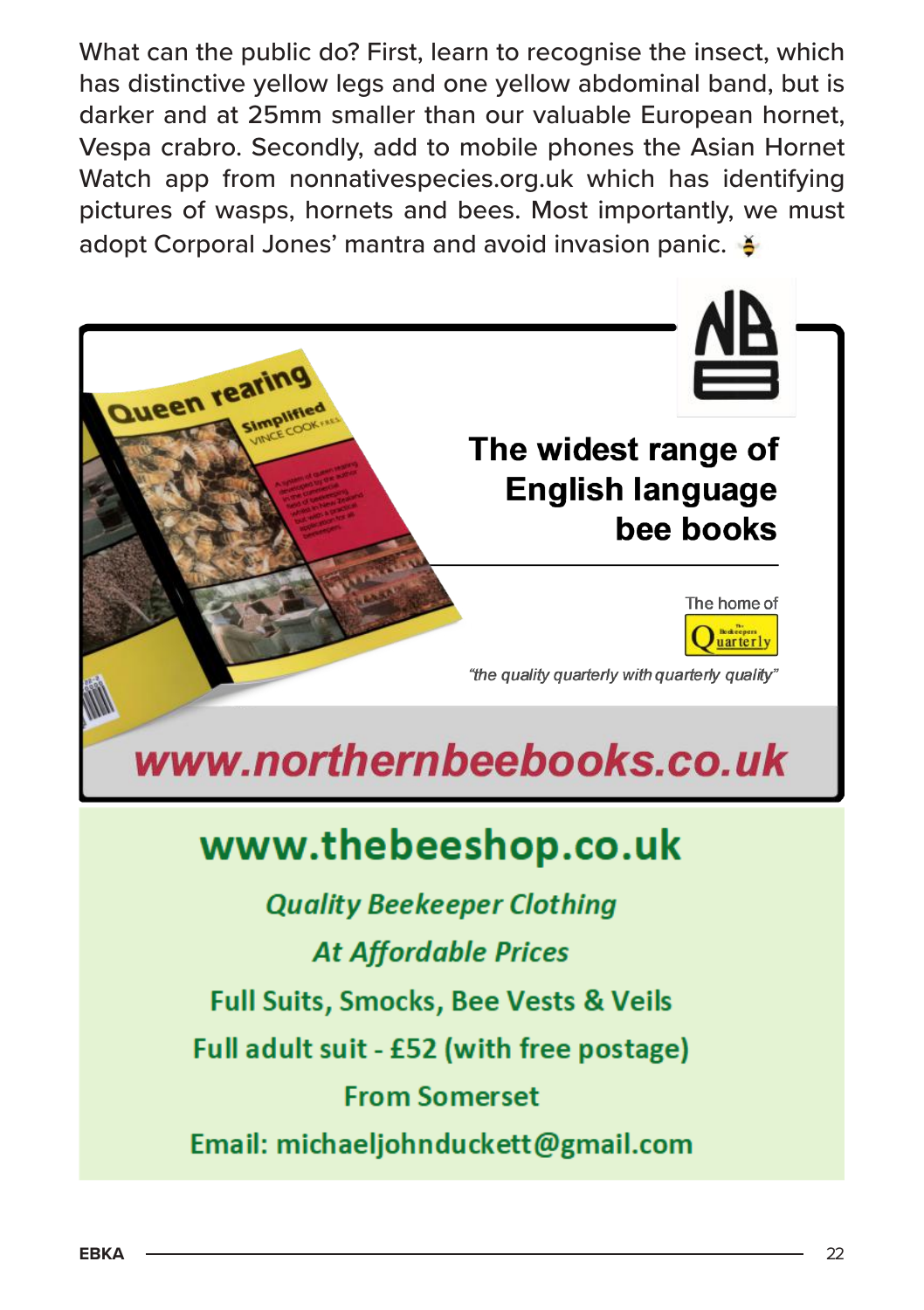What can the public do? First, learn to recognise the insect, which has distinctive yellow legs and one yellow abdominal band, but is darker and at 25mm smaller than our valuable European hornet, Vespa crabro. Secondly, add to mobile phones the Asian Hornet Watch app from nonnativespecies.org.uk which has identifying pictures of wasps, hornets and bees. Most importantly, we must adopt Corporal Jones' mantra and avoid invasion panic.

**The widest range of English language bee books**

The home of The Beekeepers Quarterly

*"the quality quarterly with quarterly quality"*

**www.northernbeebooks.co.uk**

**www.thebeeshop.co.uk**

***Quality Beekeeper Clothing***

***At Affordable Prices***

**Full Suits, Smocks, Bee Vests & Veils**

**Full adult suit - £52 (with free postage)**

**From Somerset**

**Email: michaeljohnduckett@gmail.com**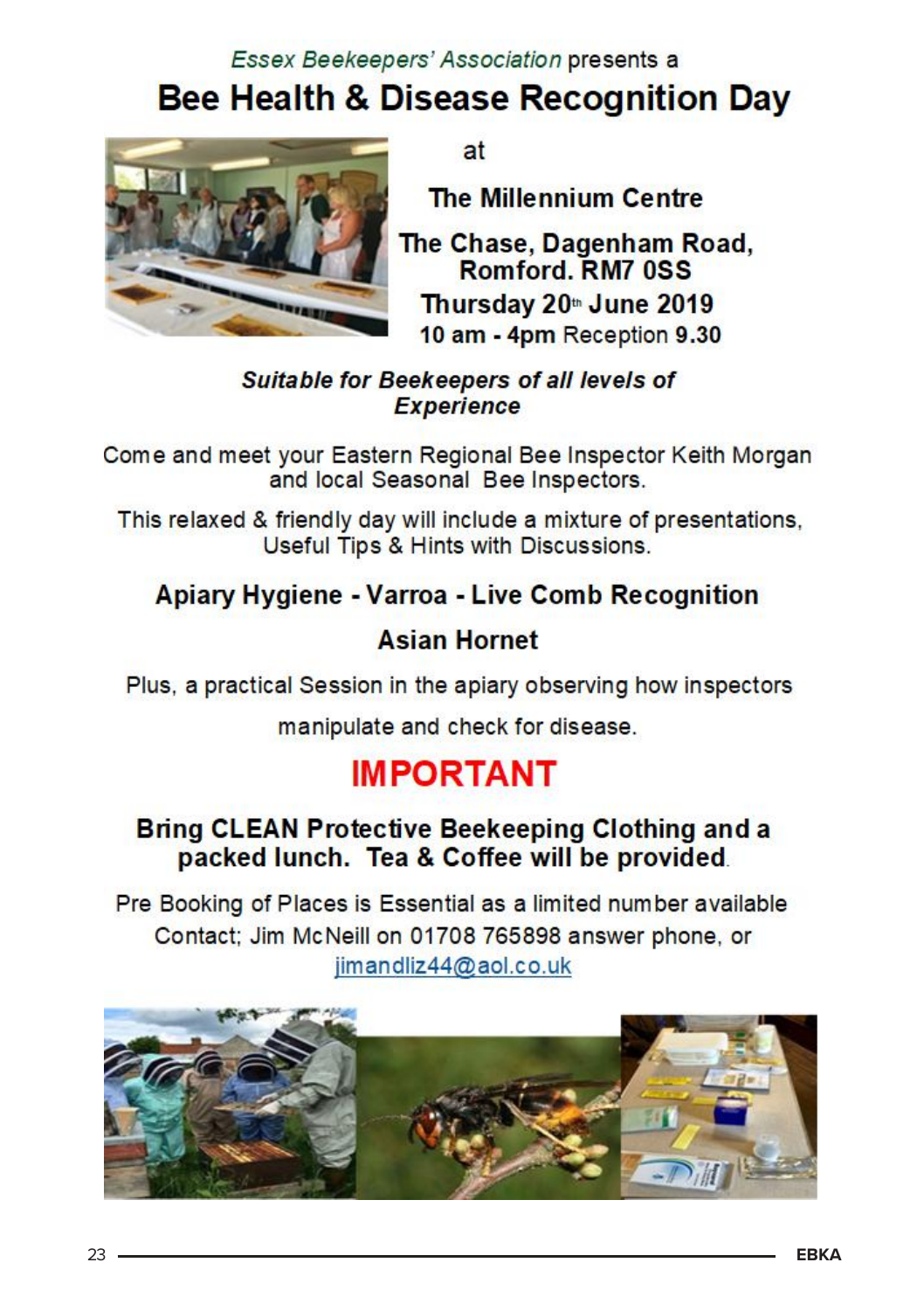*Essex Beekeepers' Association* presents a

# Bee Health & Disease Recognition Day

at

**The Millennium Centre**

**The Chase, Dagenham Road, Romford. RM7 0SS**

**Thursday 20th June 2019**

**10 am - 4pm** Reception **9.30**

***Suitable for Beekeepers of all levels of Experience***

Come and meet your Eastern Regional Bee Inspector Keith Morgan and local Seasonal Bee Inspectors.

This relaxed & friendly day will include a mixture of presentations, Useful Tips & Hints with Discussions.

## Apiary Hygiene - Varroa - Live Comb Recognition

## Asian Hornet

Plus, a practical Session in the apiary observing how inspectors manipulate and check for disease.

# IMPORTANT

**Bring CLEAN Protective Beekeeping Clothing and a packed lunch. Tea & Coffee will be provided.**

Pre Booking of Places is Essential as a limited number available

Contact; Jim McNeill on 01708 765898 answer phone, or jimandliz44@aol.co.uk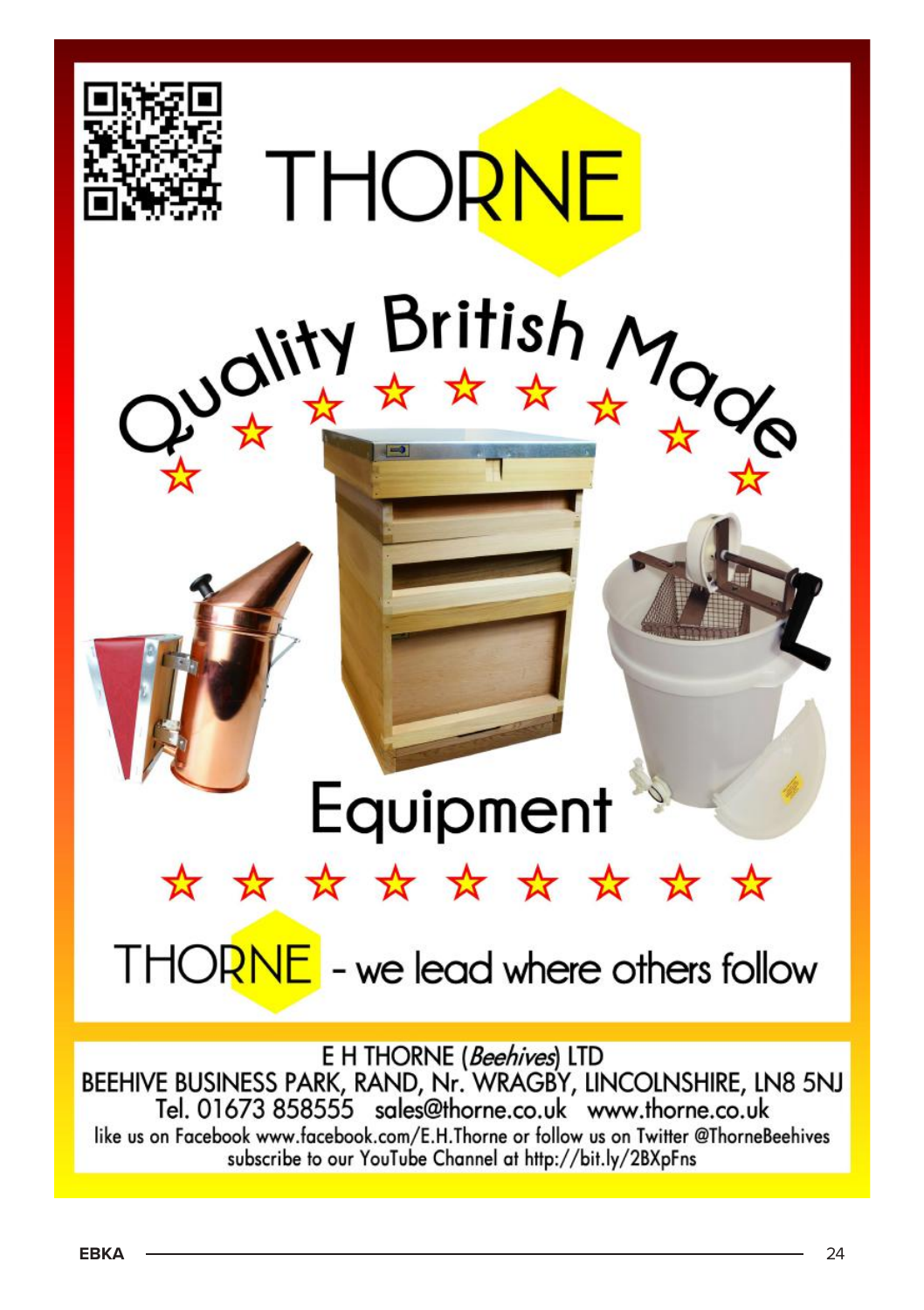# THORNE

## Quality British Made Equipment

THORNE - we lead where others follow

E H THORNE (*Beehives*) LTD
BEEHIVE BUSINESS PARK, RAND, Nr. WRAGBY, LINCOLNSHIRE, LN8 5NJ
Tel. 01673 858555 sales@thorne.co.uk www.thorne.co.uk
like us on Facebook www.facebook.com/E.H.Thorne or follow us on Twitter @ThorneBeehives
subscribe to our YouTube Channel at http://bit.ly/2BXpFns